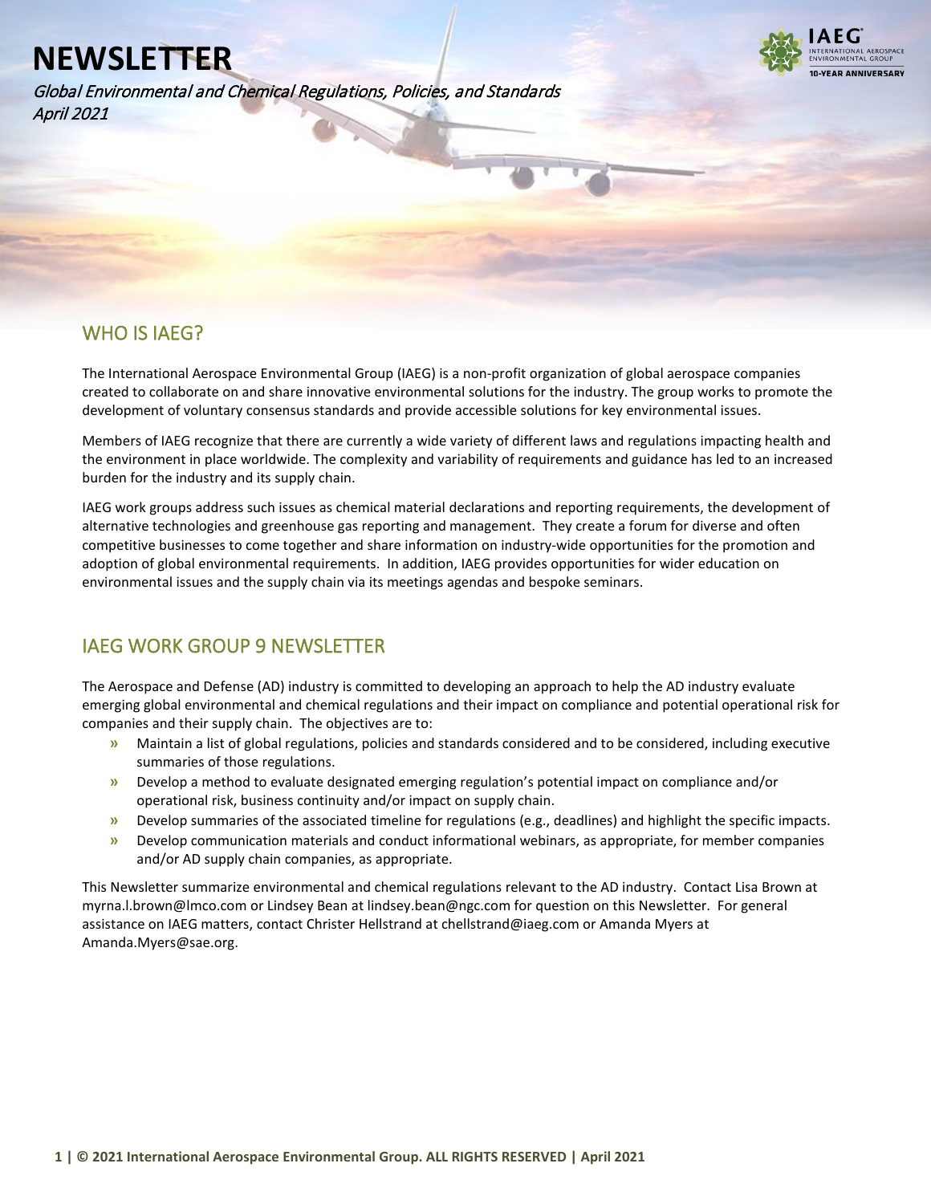# NEWSLETTER

*Global Environmental and Chemical Regulations, Policies, and Standards*
*April 2021*

## WHO IS IAEG?

The International Aerospace Environmental Group (IAEG) is a non-profit organization of global aerospace companies created to collaborate on and share innovative environmental solutions for the industry. The group works to promote the development of voluntary consensus standards and provide accessible solutions for key environmental issues.

Members of IAEG recognize that there are currently a wide variety of different laws and regulations impacting health and the environment in place worldwide. The complexity and variability of requirements and guidance has led to an increased burden for the industry and its supply chain.

IAEG work groups address such issues as chemical material declarations and reporting requirements, the development of alternative technologies and greenhouse gas reporting and management. They create a forum for diverse and often competitive businesses to come together and share information on industry-wide opportunities for the promotion and adoption of global environmental requirements. In addition, IAEG provides opportunities for wider education on environmental issues and the supply chain via its meetings agendas and bespoke seminars.

## IAEG WORK GROUP 9 NEWSLETTER

The Aerospace and Defense (AD) industry is committed to developing an approach to help the AD industry evaluate emerging global environmental and chemical regulations and their impact on compliance and potential operational risk for companies and their supply chain. The objectives are to:

- Maintain a list of global regulations, policies and standards considered and to be considered, including executive summaries of those regulations.
- Develop a method to evaluate designated emerging regulation's potential impact on compliance and/or operational risk, business continuity and/or impact on supply chain.
- Develop summaries of the associated timeline for regulations (e.g., deadlines) and highlight the specific impacts.
- Develop communication materials and conduct informational webinars, as appropriate, for member companies and/or AD supply chain companies, as appropriate.

This Newsletter summarize environmental and chemical regulations relevant to the AD industry. Contact Lisa Brown at myrna.l.brown@lmco.com or Lindsey Bean at lindsey.bean@ngc.com for question on this Newsletter. For general assistance on IAEG matters, contact Christer Hellstrand at chellstrand@iaeg.com or Amanda Myers at Amanda.Myers@sae.org.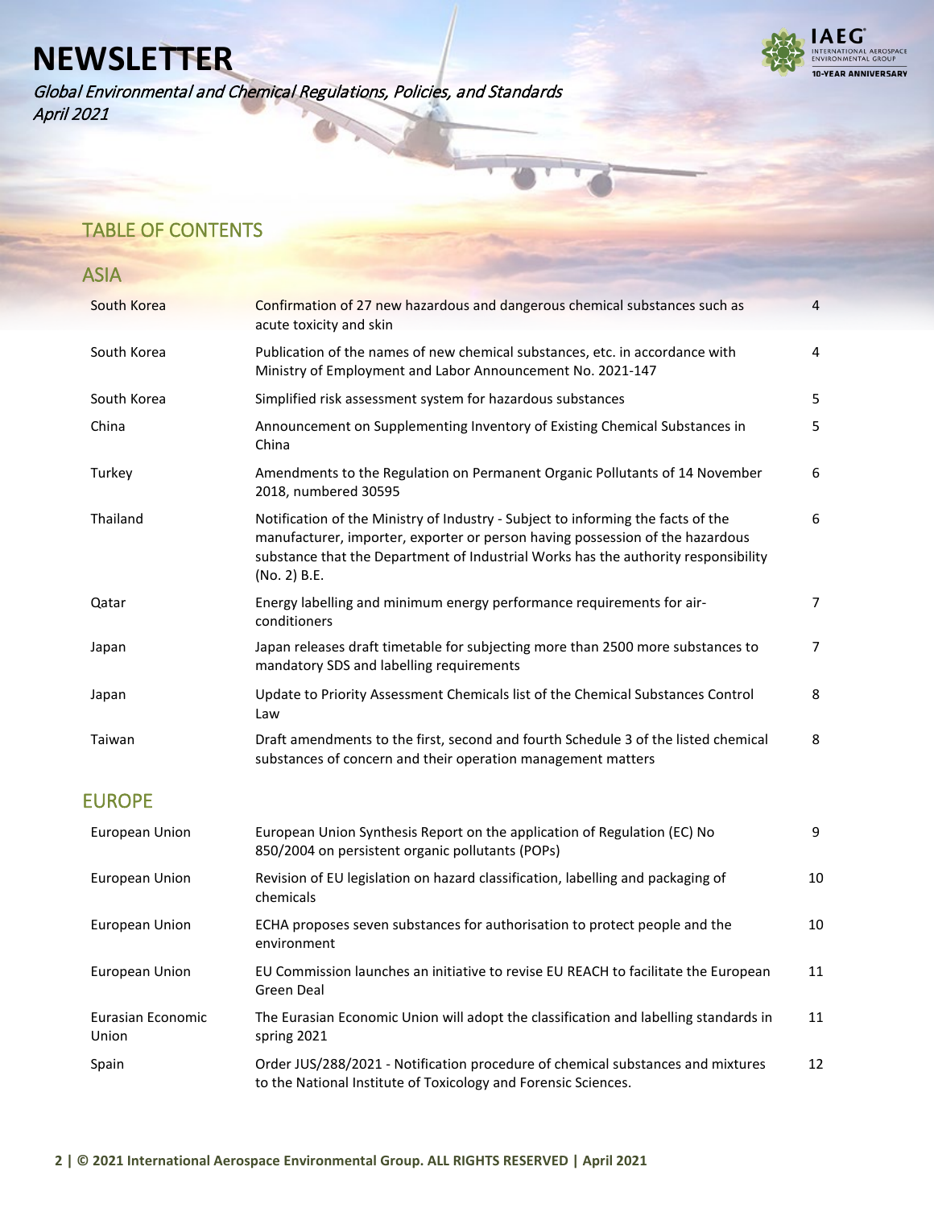# NEWSLETTER

*Global Environmental and Chemical Regulations, Policies, and Standards*
*April 2021*

## TABLE OF CONTENTS

### ASIA

| | | |
|---|---|---|
| South Korea | Confirmation of 27 new hazardous and dangerous chemical substances such as acute toxicity and skin | 4 |
| South Korea | Publication of the names of new chemical substances, etc. in accordance with Ministry of Employment and Labor Announcement No. 2021-147 | 4 |
| South Korea | Simplified risk assessment system for hazardous substances | 5 |
| China | Announcement on Supplementing Inventory of Existing Chemical Substances in China | 5 |
| Turkey | Amendments to the Regulation on Permanent Organic Pollutants of 14 November 2018, numbered 30595 | 6 |
| Thailand | Notification of the Ministry of Industry - Subject to informing the facts of the manufacturer, importer, exporter or person having possession of the hazardous substance that the Department of Industrial Works has the authority responsibility (No. 2) B.E. | 6 |
| Qatar | Energy labelling and minimum energy performance requirements for air-conditioners | 7 |
| Japan | Japan releases draft timetable for subjecting more than 2500 more substances to mandatory SDS and labelling requirements | 7 |
| Japan | Update to Priority Assessment Chemicals list of the Chemical Substances Control Law | 8 |
| Taiwan | Draft amendments to the first, second and fourth Schedule 3 of the listed chemical substances of concern and their operation management matters | 8 |

### EUROPE

| | | |
|---|---|---|
| European Union | European Union Synthesis Report on the application of Regulation (EC) No 850/2004 on persistent organic pollutants (POPs) | 9 |
| European Union | Revision of EU legislation on hazard classification, labelling and packaging of chemicals | 10 |
| European Union | ECHA proposes seven substances for authorisation to protect people and the environment | 10 |
| European Union | EU Commission launches an initiative to revise EU REACH to facilitate the European Green Deal | 11 |
| Eurasian Economic Union | The Eurasian Economic Union will adopt the classification and labelling standards in spring 2021 | 11 |
| Spain | Order JUS/288/2021 - Notification procedure of chemical substances and mixtures to the National Institute of Toxicology and Forensic Sciences. | 12 |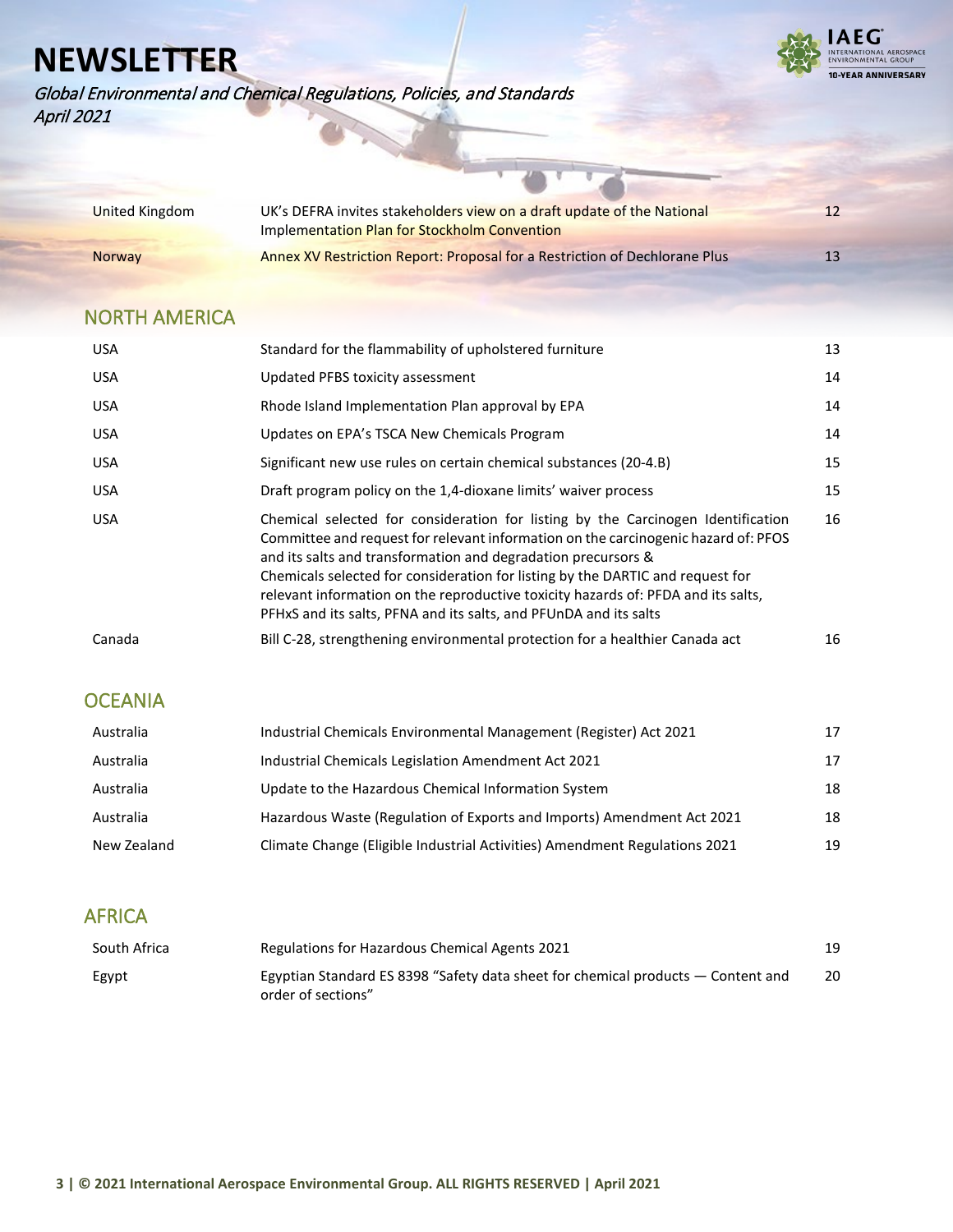# NEWSLETTER

*Global Environmental and Chemical Regulations, Policies, and Standards*
*April 2021*

| | | |
|---|---|---|
| United Kingdom | UK's DEFRA invites stakeholders view on a draft update of the National Implementation Plan for Stockholm Convention | 12 |
| Norway | Annex XV Restriction Report: Proposal for a Restriction of Dechlorane Plus | 13 |

## NORTH AMERICA

| | | |
|---|---|---|
| USA | Standard for the flammability of upholstered furniture | 13 |
| USA | Updated PFBS toxicity assessment | 14 |
| USA | Rhode Island Implementation Plan approval by EPA | 14 |
| USA | Updates on EPA's TSCA New Chemicals Program | 14 |
| USA | Significant new use rules on certain chemical substances (20-4.B) | 15 |
| USA | Draft program policy on the 1,4-dioxane limits' waiver process | 15 |
| USA | Chemical selected for consideration for listing by the Carcinogen Identification Committee and request for relevant information on the carcinogenic hazard of: PFOS and its salts and transformation and degradation precursors & Chemicals selected for consideration for listing by the DARTIC and request for relevant information on the reproductive toxicity hazards of: PFDA and its salts, PFHxS and its salts, PFNA and its salts, and PFUnDA and its salts | 16 |
| Canada | Bill C-28, strengthening environmental protection for a healthier Canada act | 16 |

## OCEANIA

| | | |
|---|---|---|
| Australia | Industrial Chemicals Environmental Management (Register) Act 2021 | 17 |
| Australia | Industrial Chemicals Legislation Amendment Act 2021 | 17 |
| Australia | Update to the Hazardous Chemical Information System | 18 |
| Australia | Hazardous Waste (Regulation of Exports and Imports) Amendment Act 2021 | 18 |
| New Zealand | Climate Change (Eligible Industrial Activities) Amendment Regulations 2021 | 19 |

## AFRICA

| | | |
|---|---|---|
| South Africa | Regulations for Hazardous Chemical Agents 2021 | 19 |
| Egypt | Egyptian Standard ES 8398 "Safety data sheet for chemical products — Content and order of sections" | 20 |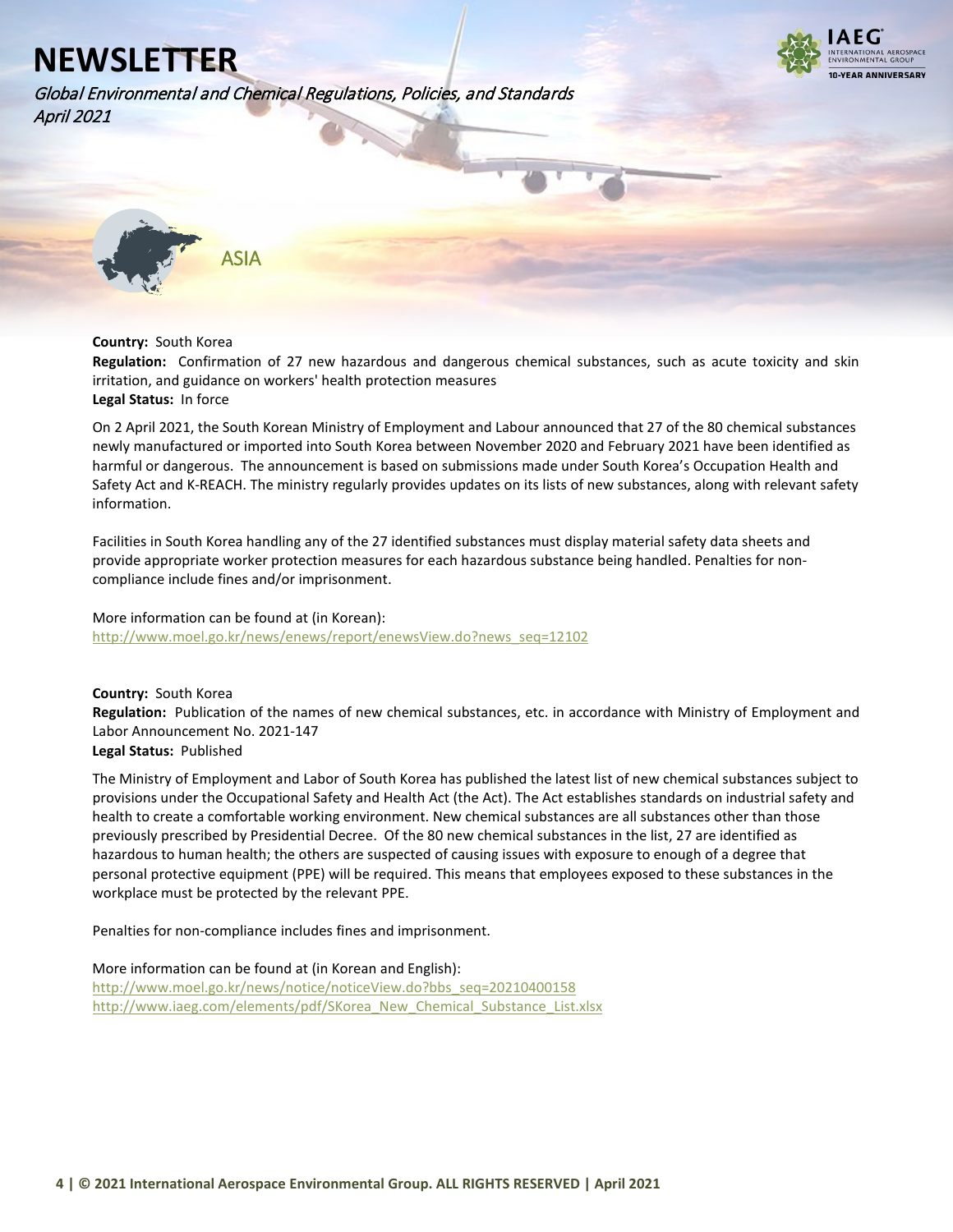# NEWSLETTER

*Global Environmental and Chemical Regulations, Policies, and Standards*
*April 2021*

## ASIA

**Country:** South Korea
**Regulation:** Confirmation of 27 new hazardous and dangerous chemical substances, such as acute toxicity and skin irritation, and guidance on workers' health protection measures
**Legal Status:** In force

On 2 April 2021, the South Korean Ministry of Employment and Labour announced that 27 of the 80 chemical substances newly manufactured or imported into South Korea between November 2020 and February 2021 have been identified as harmful or dangerous. The announcement is based on submissions made under South Korea's Occupation Health and Safety Act and K-REACH. The ministry regularly provides updates on its lists of new substances, along with relevant safety information.

Facilities in South Korea handling any of the 27 identified substances must display material safety data sheets and provide appropriate worker protection measures for each hazardous substance being handled. Penalties for non-compliance include fines and/or imprisonment.

More information can be found at (in Korean):
http://www.moel.go.kr/news/enews/report/enewsView.do?news_seq=12102

**Country:** South Korea
**Regulation:** Publication of the names of new chemical substances, etc. in accordance with Ministry of Employment and Labor Announcement No. 2021-147
**Legal Status:** Published

The Ministry of Employment and Labor of South Korea has published the latest list of new chemical substances subject to provisions under the Occupational Safety and Health Act (the Act). The Act establishes standards on industrial safety and health to create a comfortable working environment. New chemical substances are all substances other than those previously prescribed by Presidential Decree. Of the 80 new chemical substances in the list, 27 are identified as hazardous to human health; the others are suspected of causing issues with exposure to enough of a degree that personal protective equipment (PPE) will be required. This means that employees exposed to these substances in the workplace must be protected by the relevant PPE.

Penalties for non-compliance includes fines and imprisonment.

More information can be found at (in Korean and English):
http://www.moel.go.kr/news/notice/noticeView.do?bbs_seq=20210400158
http://www.iaeg.com/elements/pdf/SKorea_New_Chemical_Substance_List.xlsx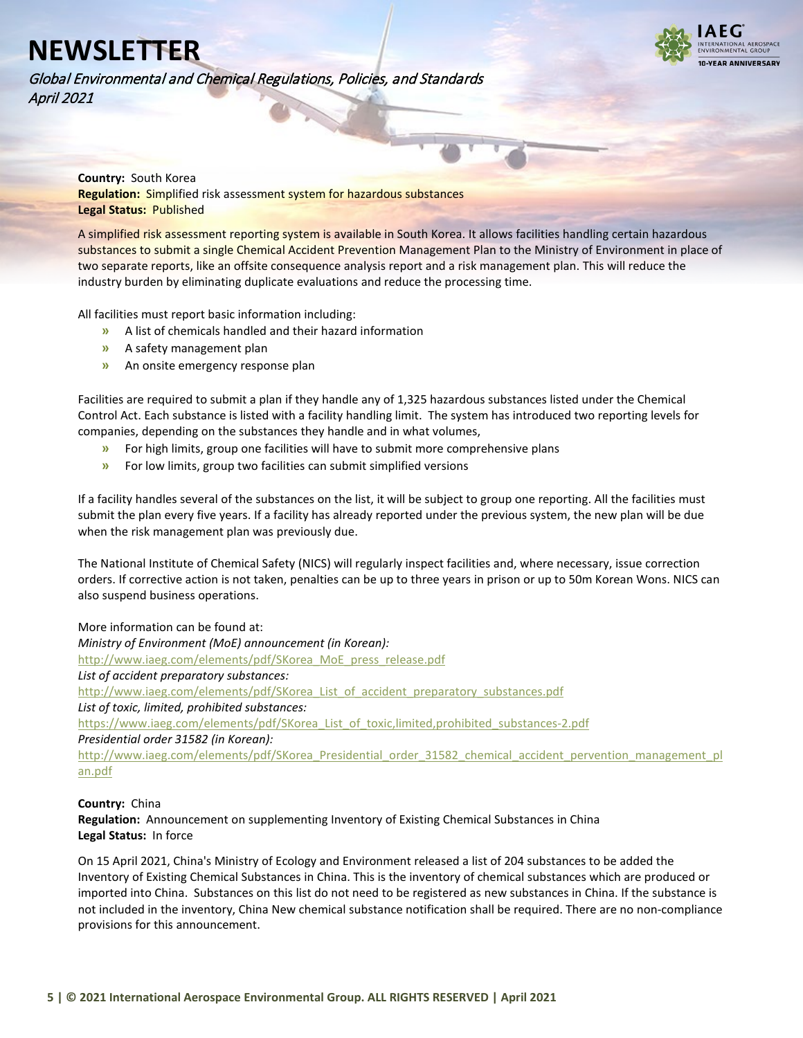**Country:** South Korea
**Regulation:** Simplified risk assessment system for hazardous substances
**Legal Status:** Published

A simplified risk assessment reporting system is available in South Korea. It allows facilities handling certain hazardous substances to submit a single Chemical Accident Prevention Management Plan to the Ministry of Environment in place of two separate reports, like an offsite consequence analysis report and a risk management plan. This will reduce the industry burden by eliminating duplicate evaluations and reduce the processing time.

All facilities must report basic information including:

- A list of chemicals handled and their hazard information
- A safety management plan
- An onsite emergency response plan

Facilities are required to submit a plan if they handle any of 1,325 hazardous substances listed under the Chemical Control Act. Each substance is listed with a facility handling limit. The system has introduced two reporting levels for companies, depending on the substances they handle and in what volumes,

- For high limits, group one facilities will have to submit more comprehensive plans
- For low limits, group two facilities can submit simplified versions

If a facility handles several of the substances on the list, it will be subject to group one reporting. All the facilities must submit the plan every five years. If a facility has already reported under the previous system, the new plan will be due when the risk management plan was previously due.

The National Institute of Chemical Safety (NICS) will regularly inspect facilities and, where necessary, issue correction orders. If corrective action is not taken, penalties can be up to three years in prison or up to 50m Korean Wons. NICS can also suspend business operations.

More information can be found at:
*Ministry of Environment (MoE) announcement (in Korean):*
http://www.iaeg.com/elements/pdf/SKorea_MoE_press_release.pdf
*List of accident preparatory substances:*
http://www.iaeg.com/elements/pdf/SKorea_List_of_accident_preparatory_substances.pdf
*List of toxic, limited, prohibited substances:*
https://www.iaeg.com/elements/pdf/SKorea_List_of_toxic,limited,prohibited_substances-2.pdf
*Presidential order 31582 (in Korean):*
http://www.iaeg.com/elements/pdf/SKorea_Presidential_order_31582_chemical_accident_pervention_management_plan.pdf

**Country:** China
**Regulation:** Announcement on supplementing Inventory of Existing Chemical Substances in China
**Legal Status:** In force

On 15 April 2021, China's Ministry of Ecology and Environment released a list of 204 substances to be added the Inventory of Existing Chemical Substances in China. This is the inventory of chemical substances which are produced or imported into China. Substances on this list do not need to be registered as new substances in China. If the substance is not included in the inventory, China New chemical substance notification shall be required. There are no non-compliance provisions for this announcement.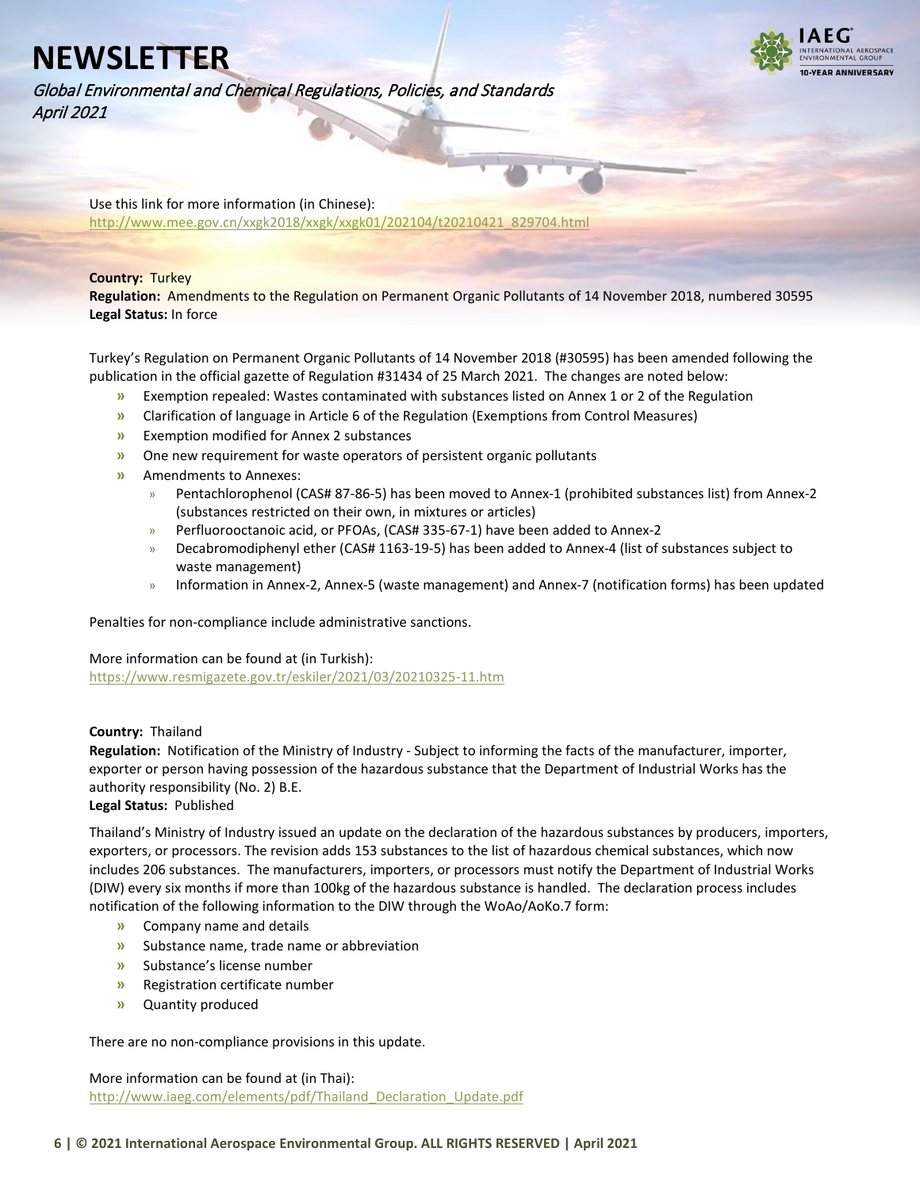Use this link for more information (in Chinese):
http://www.mee.gov.cn/xxgk2018/xxgk/xxgk01/202104/t20210421_829704.html

**Country:** Turkey
**Regulation:** Amendments to the Regulation on Permanent Organic Pollutants of 14 November 2018, numbered 30595
**Legal Status:** In force

Turkey's Regulation on Permanent Organic Pollutants of 14 November 2018 (#30595) has been amended following the publication in the official gazette of Regulation #31434 of 25 March 2021. The changes are noted below:

- Exemption repealed: Wastes contaminated with substances listed on Annex 1 or 2 of the Regulation
- Clarification of language in Article 6 of the Regulation (Exemptions from Control Measures)
- Exemption modified for Annex 2 substances
- One new requirement for waste operators of persistent organic pollutants
- Amendments to Annexes:
  - Pentachlorophenol (CAS# 87-86-5) has been moved to Annex-1 (prohibited substances list) from Annex-2 (substances restricted on their own, in mixtures or articles)
  - Perfluorooctanoic acid, or PFOAs, (CAS# 335-67-1) have been added to Annex-2
  - Decabromodiphenyl ether (CAS# 1163-19-5) has been added to Annex-4 (list of substances subject to waste management)
  - Information in Annex-2, Annex-5 (waste management) and Annex-7 (notification forms) has been updated

Penalties for non-compliance include administrative sanctions.

More information can be found at (in Turkish):
https://www.resmigazete.gov.tr/eskiler/2021/03/20210325-11.htm

**Country:** Thailand
**Regulation:** Notification of the Ministry of Industry - Subject to informing the facts of the manufacturer, importer, exporter or person having possession of the hazardous substance that the Department of Industrial Works has the authority responsibility (No. 2) B.E.
**Legal Status:** Published

Thailand's Ministry of Industry issued an update on the declaration of the hazardous substances by producers, importers, exporters, or processors. The revision adds 153 substances to the list of hazardous chemical substances, which now includes 206 substances. The manufacturers, importers, or processors must notify the Department of Industrial Works (DIW) every six months if more than 100kg of the hazardous substance is handled. The declaration process includes notification of the following information to the DIW through the WoAo/AoKo.7 form:

- Company name and details
- Substance name, trade name or abbreviation
- Substance's license number
- Registration certificate number
- Quantity produced

There are no non-compliance provisions in this update.

More information can be found at (in Thai):
http://www.iaeg.com/elements/pdf/Thailand_Declaration_Update.pdf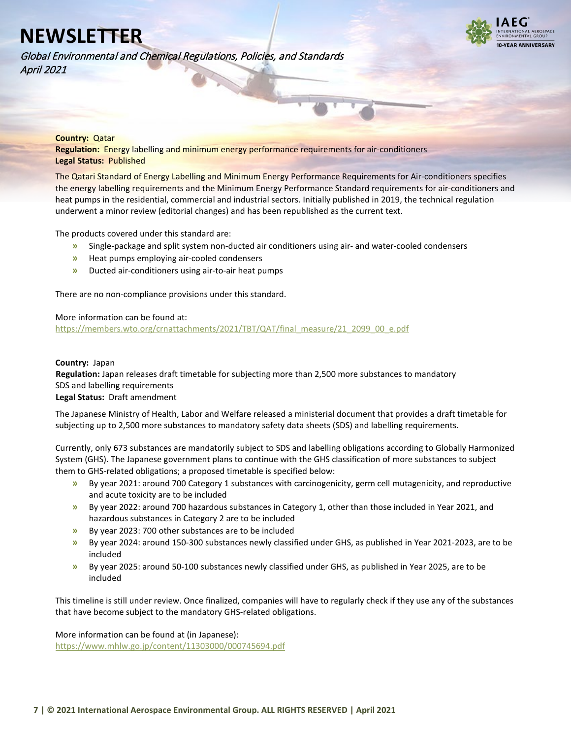**Country:** Qatar
**Regulation:** Energy labelling and minimum energy performance requirements for air-conditioners
**Legal Status:** Published

The Qatari Standard of Energy Labelling and Minimum Energy Performance Requirements for Air-conditioners specifies the energy labelling requirements and the Minimum Energy Performance Standard requirements for air-conditioners and heat pumps in the residential, commercial and industrial sectors. Initially published in 2019, the technical regulation underwent a minor review (editorial changes) and has been republished as the current text.

The products covered under this standard are:

- Single-package and split system non-ducted air conditioners using air- and water-cooled condensers
- Heat pumps employing air-cooled condensers
- Ducted air-conditioners using air-to-air heat pumps

There are no non-compliance provisions under this standard.

More information can be found at:
https://members.wto.org/crnattachments/2021/TBT/QAT/final_measure/21_2099_00_e.pdf

**Country:** Japan
**Regulation:** Japan releases draft timetable for subjecting more than 2,500 more substances to mandatory SDS and labelling requirements
**Legal Status:** Draft amendment

The Japanese Ministry of Health, Labor and Welfare released a ministerial document that provides a draft timetable for subjecting up to 2,500 more substances to mandatory safety data sheets (SDS) and labelling requirements.

Currently, only 673 substances are mandatorily subject to SDS and labelling obligations according to Globally Harmonized System (GHS). The Japanese government plans to continue with the GHS classification of more substances to subject them to GHS-related obligations; a proposed timetable is specified below:

- By year 2021: around 700 Category 1 substances with carcinogenicity, germ cell mutagenicity, and reproductive and acute toxicity are to be included
- By year 2022: around 700 hazardous substances in Category 1, other than those included in Year 2021, and hazardous substances in Category 2 are to be included
- By year 2023: 700 other substances are to be included
- By year 2024: around 150-300 substances newly classified under GHS, as published in Year 2021-2023, are to be included
- By year 2025: around 50-100 substances newly classified under GHS, as published in Year 2025, are to be included

This timeline is still under review. Once finalized, companies will have to regularly check if they use any of the substances that have become subject to the mandatory GHS-related obligations.

More information can be found at (in Japanese):
https://www.mhlw.go.jp/content/11303000/000745694.pdf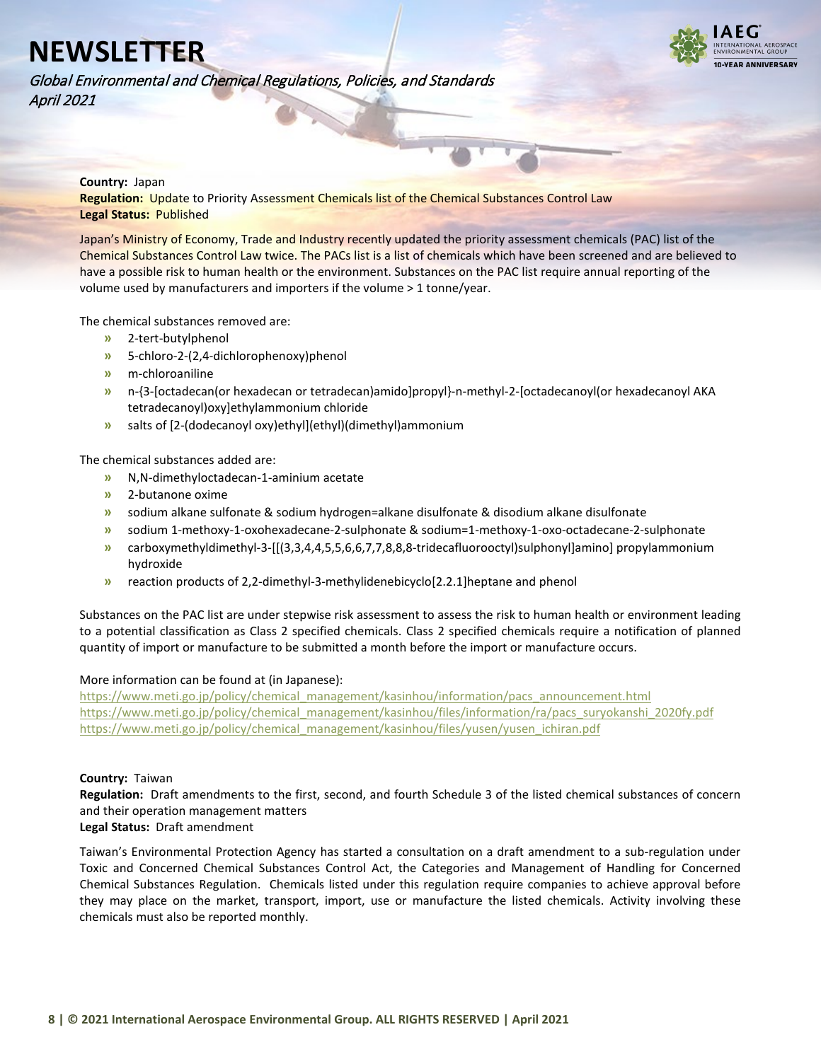**Country:** Japan
**Regulation:** Update to Priority Assessment Chemicals list of the Chemical Substances Control Law
**Legal Status:** Published

Japan's Ministry of Economy, Trade and Industry recently updated the priority assessment chemicals (PAC) list of the Chemical Substances Control Law twice. The PACs list is a list of chemicals which have been screened and are believed to have a possible risk to human health or the environment. Substances on the PAC list require annual reporting of the volume used by manufacturers and importers if the volume > 1 tonne/year.

The chemical substances removed are:

- 2-tert-butylphenol
- 5-chloro-2-(2,4-dichlorophenoxy)phenol
- m-chloroaniline
- n-{3-[octadecan(or hexadecan or tetradecan)amido]propyl}-n-methyl-2-[octadecanoyl(or hexadecanoyl AKA tetradecanoyl)oxy]ethylammonium chloride
- salts of [2-(dodecanoyl oxy)ethyl](ethyl)(dimethyl)ammonium

The chemical substances added are:

- N,N-dimethyloctadecan-1-aminium acetate
- 2-butanone oxime
- sodium alkane sulfonate & sodium hydrogen=alkane disulfonate & disodium alkane disulfonate
- sodium 1-methoxy-1-oxohexadecane-2-sulphonate & sodium=1-methoxy-1-oxo-octadecane-2-sulphonate
- carboxymethyldimethyl-3-[[(3,3,4,4,5,5,6,6,7,7,8,8,8-tridecafluorooctyl)sulphonyl]amino] propylammonium hydroxide
- reaction products of 2,2-dimethyl-3-methylidenebicyclo[2.2.1]heptane and phenol

Substances on the PAC list are under stepwise risk assessment to assess the risk to human health or environment leading to a potential classification as Class 2 specified chemicals. Class 2 specified chemicals require a notification of planned quantity of import or manufacture to be submitted a month before the import or manufacture occurs.

More information can be found at (in Japanese):
https://www.meti.go.jp/policy/chemical_management/kasinhou/information/pacs_announcement.html
https://www.meti.go.jp/policy/chemical_management/kasinhou/files/information/ra/pacs_suryokanshi_2020fy.pdf
https://www.meti.go.jp/policy/chemical_management/kasinhou/files/yusen/yusen_ichiran.pdf

**Country:** Taiwan
**Regulation:** Draft amendments to the first, second, and fourth Schedule 3 of the listed chemical substances of concern and their operation management matters
**Legal Status:** Draft amendment

Taiwan's Environmental Protection Agency has started a consultation on a draft amendment to a sub-regulation under Toxic and Concerned Chemical Substances Control Act, the Categories and Management of Handling for Concerned Chemical Substances Regulation. Chemicals listed under this regulation require companies to achieve approval before they may place on the market, transport, import, use or manufacture the listed chemicals. Activity involving these chemicals must also be reported monthly.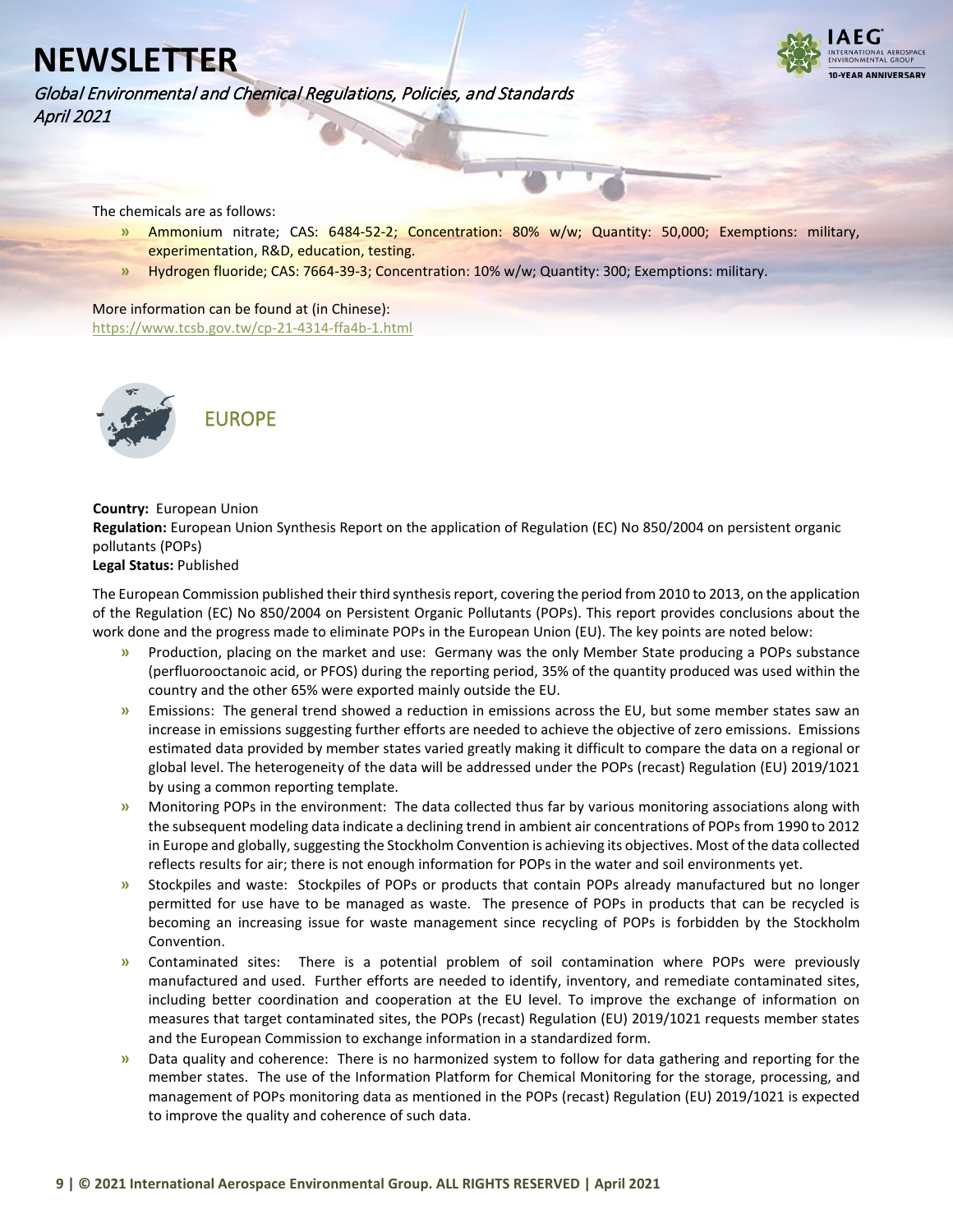The chemicals are as follows:

- Ammonium nitrate; CAS: 6484-52-2; Concentration: 80% w/w; Quantity: 50,000; Exemptions: military, experimentation, R&D, education, testing.
- Hydrogen fluoride; CAS: 7664-39-3; Concentration: 10% w/w; Quantity: 300; Exemptions: military.

More information can be found at (in Chinese):
https://www.tcsb.gov.tw/cp-21-4314-ffa4b-1.html

## EUROPE

**Country:** European Union
**Regulation:** European Union Synthesis Report on the application of Regulation (EC) No 850/2004 on persistent organic pollutants (POPs)
**Legal Status:** Published

The European Commission published their third synthesis report, covering the period from 2010 to 2013, on the application of the Regulation (EC) No 850/2004 on Persistent Organic Pollutants (POPs). This report provides conclusions about the work done and the progress made to eliminate POPs in the European Union (EU). The key points are noted below:

- Production, placing on the market and use: Germany was the only Member State producing a POPs substance (perfluorooctanoic acid, or PFOS) during the reporting period, 35% of the quantity produced was used within the country and the other 65% were exported mainly outside the EU.
- Emissions: The general trend showed a reduction in emissions across the EU, but some member states saw an increase in emissions suggesting further efforts are needed to achieve the objective of zero emissions. Emissions estimated data provided by member states varied greatly making it difficult to compare the data on a regional or global level. The heterogeneity of the data will be addressed under the POPs (recast) Regulation (EU) 2019/1021 by using a common reporting template.
- Monitoring POPs in the environment: The data collected thus far by various monitoring associations along with the subsequent modeling data indicate a declining trend in ambient air concentrations of POPs from 1990 to 2012 in Europe and globally, suggesting the Stockholm Convention is achieving its objectives. Most of the data collected reflects results for air; there is not enough information for POPs in the water and soil environments yet.
- Stockpiles and waste: Stockpiles of POPs or products that contain POPs already manufactured but no longer permitted for use have to be managed as waste. The presence of POPs in products that can be recycled is becoming an increasing issue for waste management since recycling of POPs is forbidden by the Stockholm Convention.
- Contaminated sites: There is a potential problem of soil contamination where POPs were previously manufactured and used. Further efforts are needed to identify, inventory, and remediate contaminated sites, including better coordination and cooperation at the EU level. To improve the exchange of information on measures that target contaminated sites, the POPs (recast) Regulation (EU) 2019/1021 requests member states and the European Commission to exchange information in a standardized form.
- Data quality and coherence: There is no harmonized system to follow for data gathering and reporting for the member states. The use of the Information Platform for Chemical Monitoring for the storage, processing, and management of POPs monitoring data as mentioned in the POPs (recast) Regulation (EU) 2019/1021 is expected to improve the quality and coherence of such data.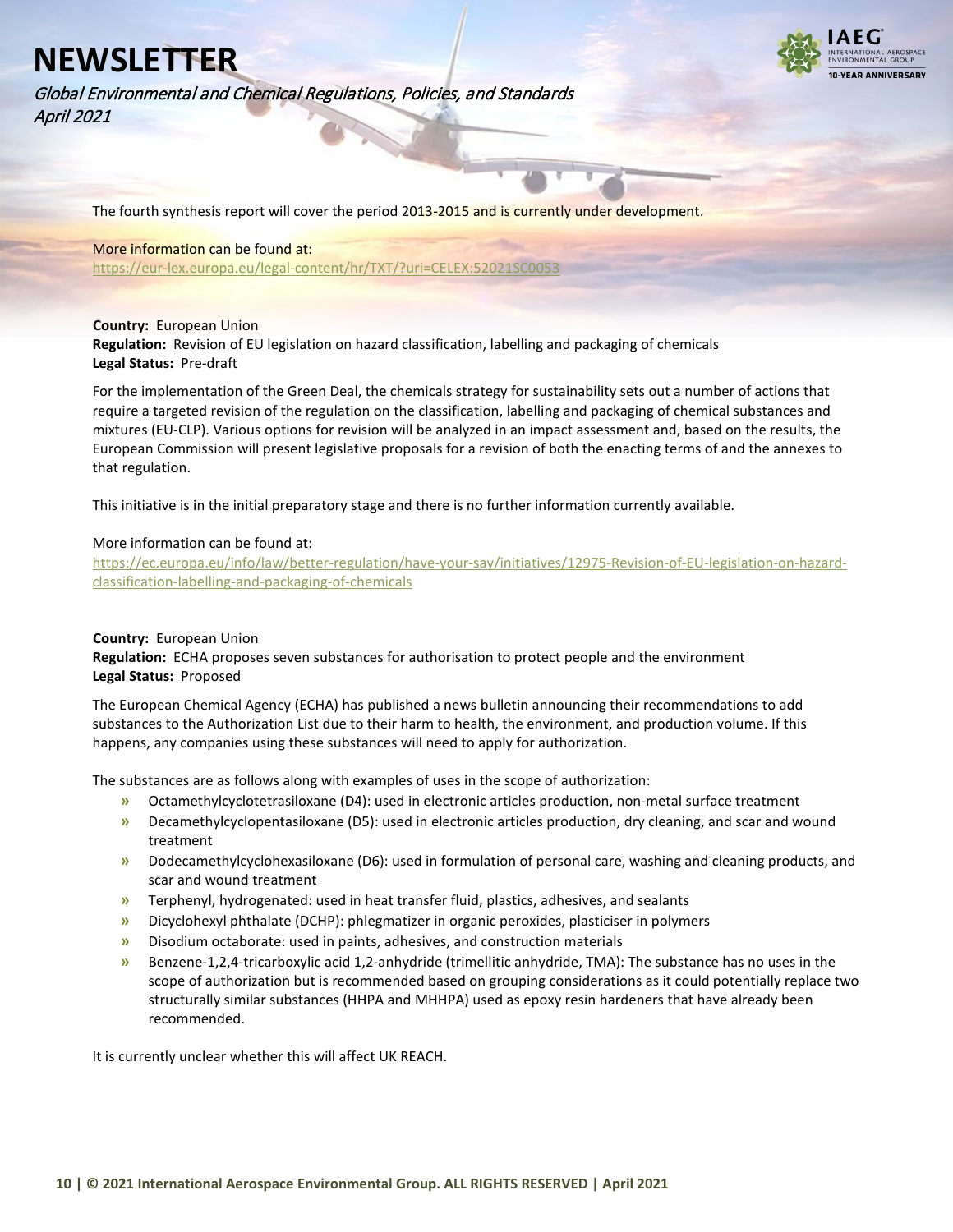The fourth synthesis report will cover the period 2013-2015 and is currently under development.

More information can be found at:
https://eur-lex.europa.eu/legal-content/hr/TXT/?uri=CELEX:52021SC0053

**Country:** European Union
**Regulation:** Revision of EU legislation on hazard classification, labelling and packaging of chemicals
**Legal Status:** Pre-draft

For the implementation of the Green Deal, the chemicals strategy for sustainability sets out a number of actions that require a targeted revision of the regulation on the classification, labelling and packaging of chemical substances and mixtures (EU-CLP). Various options for revision will be analyzed in an impact assessment and, based on the results, the European Commission will present legislative proposals for a revision of both the enacting terms of and the annexes to that regulation.

This initiative is in the initial preparatory stage and there is no further information currently available.

More information can be found at:
https://ec.europa.eu/info/law/better-regulation/have-your-say/initiatives/12975-Revision-of-EU-legislation-on-hazard-classification-labelling-and-packaging-of-chemicals

**Country:** European Union
**Regulation:** ECHA proposes seven substances for authorisation to protect people and the environment
**Legal Status:** Proposed

The European Chemical Agency (ECHA) has published a news bulletin announcing their recommendations to add substances to the Authorization List due to their harm to health, the environment, and production volume. If this happens, any companies using these substances will need to apply for authorization.

The substances are as follows along with examples of uses in the scope of authorization:

- Octamethylcyclotetrasiloxane (D4): used in electronic articles production, non-metal surface treatment
- Decamethylcyclopentasiloxane (D5): used in electronic articles production, dry cleaning, and scar and wound treatment
- Dodecamethylcyclohexasiloxane (D6): used in formulation of personal care, washing and cleaning products, and scar and wound treatment
- Terphenyl, hydrogenated: used in heat transfer fluid, plastics, adhesives, and sealants
- Dicyclohexyl phthalate (DCHP): phlegmatizer in organic peroxides, plasticiser in polymers
- Disodium octaborate: used in paints, adhesives, and construction materials
- Benzene-1,2,4-tricarboxylic acid 1,2-anhydride (trimellitic anhydride, TMA): The substance has no uses in the scope of authorization but is recommended based on grouping considerations as it could potentially replace two structurally similar substances (HHPA and MHHPA) used as epoxy resin hardeners that have already been recommended.

It is currently unclear whether this will affect UK REACH.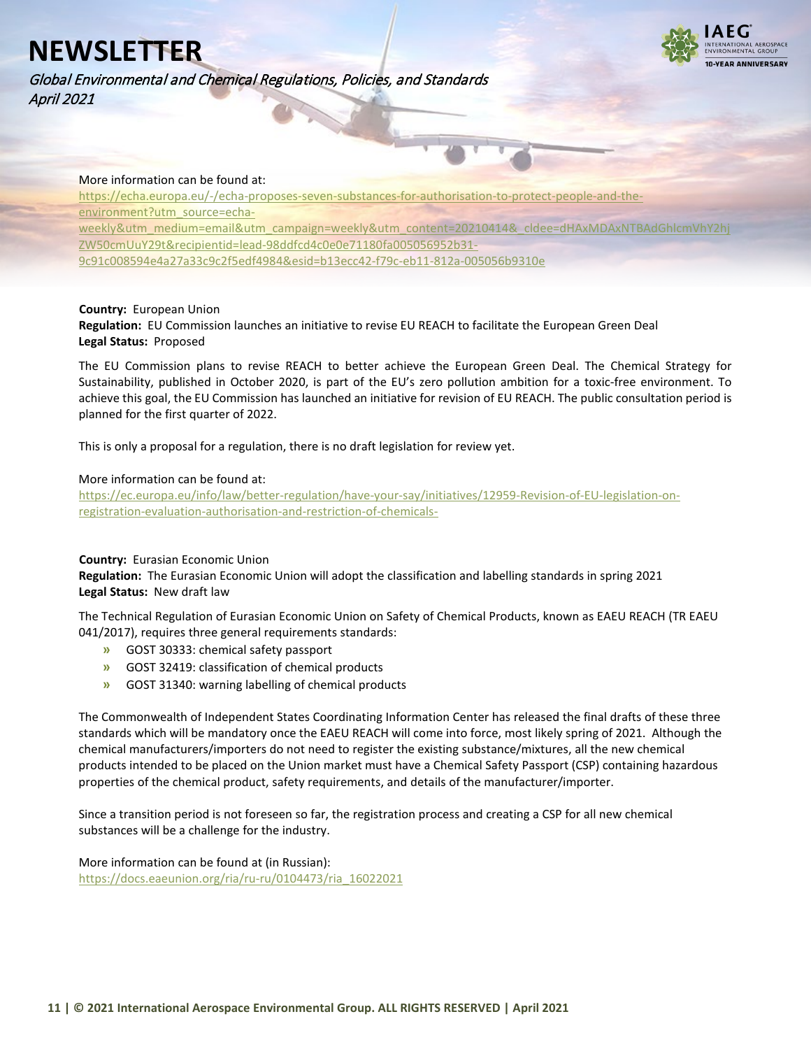More information can be found at:
https://echa.europa.eu/-/echa-proposes-seven-substances-for-authorisation-to-protect-people-and-the-environment?utm_source=echa-weekly&utm_medium=email&utm_campaign=weekly&utm_content=20210414&_cldee=dHAxMDAxNTBAdGhlcmVhY2hjZW50cmUuY29t&recipientid=lead-98ddfcd4c0e0e71180fa005056952b31-9c91c008594e4a27a33c9c2f5edf4984&esid=b13ecc42-f79c-eb11-812a-005056b9310e

**Country:** European Union
**Regulation:** EU Commission launches an initiative to revise EU REACH to facilitate the European Green Deal
**Legal Status:** Proposed

The EU Commission plans to revise REACH to better achieve the European Green Deal. The Chemical Strategy for Sustainability, published in October 2020, is part of the EU's zero pollution ambition for a toxic-free environment. To achieve this goal, the EU Commission has launched an initiative for revision of EU REACH. The public consultation period is planned for the first quarter of 2022.

This is only a proposal for a regulation, there is no draft legislation for review yet.

More information can be found at:
https://ec.europa.eu/info/law/better-regulation/have-your-say/initiatives/12959-Revision-of-EU-legislation-on-registration-evaluation-authorisation-and-restriction-of-chemicals-

**Country:** Eurasian Economic Union
**Regulation:** The Eurasian Economic Union will adopt the classification and labelling standards in spring 2021
**Legal Status:** New draft law

The Technical Regulation of Eurasian Economic Union on Safety of Chemical Products, known as EAEU REACH (TR EAEU 041/2017), requires three general requirements standards:

- GOST 30333: chemical safety passport
- GOST 32419: classification of chemical products
- GOST 31340: warning labelling of chemical products

The Commonwealth of Independent States Coordinating Information Center has released the final drafts of these three standards which will be mandatory once the EAEU REACH will come into force, most likely spring of 2021. Although the chemical manufacturers/importers do not need to register the existing substance/mixtures, all the new chemical products intended to be placed on the Union market must have a Chemical Safety Passport (CSP) containing hazardous properties of the chemical product, safety requirements, and details of the manufacturer/importer.

Since a transition period is not foreseen so far, the registration process and creating a CSP for all new chemical substances will be a challenge for the industry.

More information can be found at (in Russian):
https://docs.eaeunion.org/ria/ru-ru/0104473/ria_16022021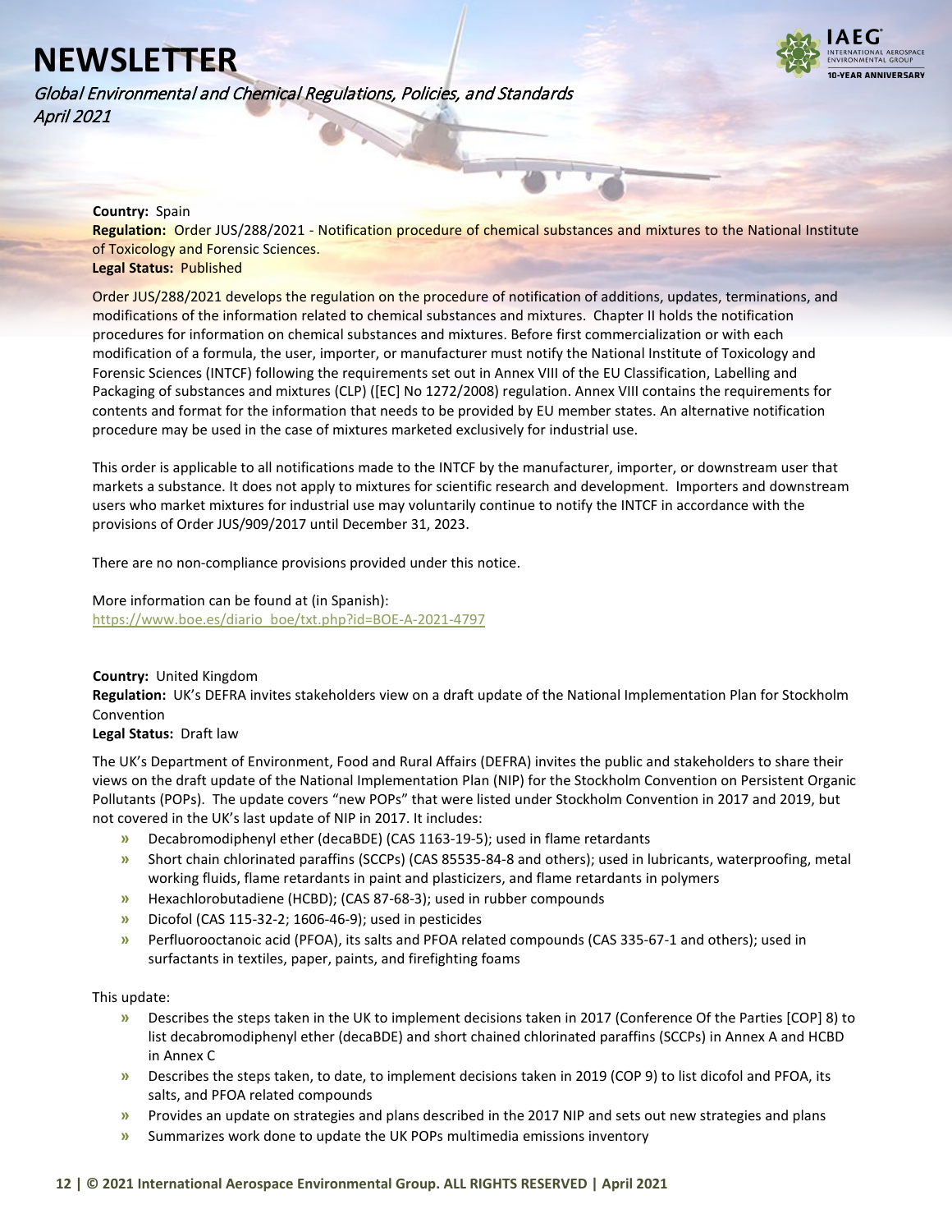**Country:** Spain

**Regulation:** Order JUS/288/2021 - Notification procedure of chemical substances and mixtures to the National Institute of Toxicology and Forensic Sciences.

**Legal Status:** Published

Order JUS/288/2021 develops the regulation on the procedure of notification of additions, updates, terminations, and modifications of the information related to chemical substances and mixtures. Chapter II holds the notification procedures for information on chemical substances and mixtures. Before first commercialization or with each modification of a formula, the user, importer, or manufacturer must notify the National Institute of Toxicology and Forensic Sciences (INTCF) following the requirements set out in Annex VIII of the EU Classification, Labelling and Packaging of substances and mixtures (CLP) ([EC] No 1272/2008) regulation. Annex VIII contains the requirements for contents and format for the information that needs to be provided by EU member states. An alternative notification procedure may be used in the case of mixtures marketed exclusively for industrial use.

This order is applicable to all notifications made to the INTCF by the manufacturer, importer, or downstream user that markets a substance. It does not apply to mixtures for scientific research and development. Importers and downstream users who market mixtures for industrial use may voluntarily continue to notify the INTCF in accordance with the provisions of Order JUS/909/2017 until December 31, 2023.

There are no non-compliance provisions provided under this notice.

More information can be found at (in Spanish):
https://www.boe.es/diario_boe/txt.php?id=BOE-A-2021-4797

**Country:** United Kingdom

**Regulation:** UK's DEFRA invites stakeholders view on a draft update of the National Implementation Plan for Stockholm Convention

**Legal Status:** Draft law

The UK's Department of Environment, Food and Rural Affairs (DEFRA) invites the public and stakeholders to share their views on the draft update of the National Implementation Plan (NIP) for the Stockholm Convention on Persistent Organic Pollutants (POPs). The update covers "new POPs" that were listed under Stockholm Convention in 2017 and 2019, but not covered in the UK's last update of NIP in 2017. It includes:

- Decabromodiphenyl ether (decaBDE) (CAS 1163-19-5); used in flame retardants
- Short chain chlorinated paraffins (SCCPs) (CAS 85535-84-8 and others); used in lubricants, waterproofing, metal working fluids, flame retardants in paint and plasticizers, and flame retardants in polymers
- Hexachlorobutadiene (HCBD); (CAS 87-68-3); used in rubber compounds
- Dicofol (CAS 115-32-2; 1606-46-9); used in pesticides
- Perfluorooctanoic acid (PFOA), its salts and PFOA related compounds (CAS 335-67-1 and others); used in surfactants in textiles, paper, paints, and firefighting foams

This update:

- Describes the steps taken in the UK to implement decisions taken in 2017 (Conference Of the Parties [COP] 8) to list decabromodiphenyl ether (decaBDE) and short chained chlorinated paraffins (SCCPs) in Annex A and HCBD in Annex C
- Describes the steps taken, to date, to implement decisions taken in 2019 (COP 9) to list dicofol and PFOA, its salts, and PFOA related compounds
- Provides an update on strategies and plans described in the 2017 NIP and sets out new strategies and plans
- Summarizes work done to update the UK POPs multimedia emissions inventory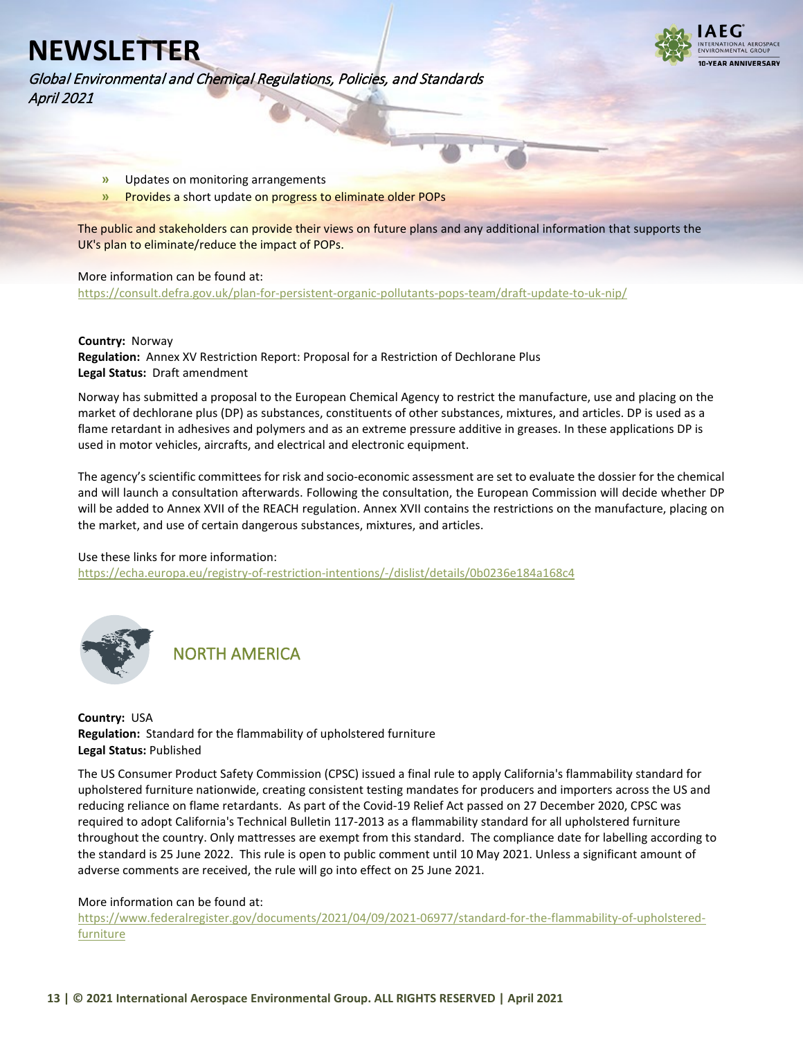- Updates on monitoring arrangements
- Provides a short update on progress to eliminate older POPs

The public and stakeholders can provide their views on future plans and any additional information that supports the UK's plan to eliminate/reduce the impact of POPs.

More information can be found at:
https://consult.defra.gov.uk/plan-for-persistent-organic-pollutants-pops-team/draft-update-to-uk-nip/

**Country:** Norway
**Regulation:** Annex XV Restriction Report: Proposal for a Restriction of Dechlorane Plus
**Legal Status:** Draft amendment

Norway has submitted a proposal to the European Chemical Agency to restrict the manufacture, use and placing on the market of dechlorane plus (DP) as substances, constituents of other substances, mixtures, and articles. DP is used as a flame retardant in adhesives and polymers and as an extreme pressure additive in greases. In these applications DP is used in motor vehicles, aircrafts, and electrical and electronic equipment.

The agency's scientific committees for risk and socio-economic assessment are set to evaluate the dossier for the chemical and will launch a consultation afterwards. Following the consultation, the European Commission will decide whether DP will be added to Annex XVII of the REACH regulation. Annex XVII contains the restrictions on the manufacture, placing on the market, and use of certain dangerous substances, mixtures, and articles.

Use these links for more information:
https://echa.europa.eu/registry-of-restriction-intentions/-/dislist/details/0b0236e184a168c4

## NORTH AMERICA

**Country:** USA
**Regulation:** Standard for the flammability of upholstered furniture
**Legal Status:** Published

The US Consumer Product Safety Commission (CPSC) issued a final rule to apply California's flammability standard for upholstered furniture nationwide, creating consistent testing mandates for producers and importers across the US and reducing reliance on flame retardants. As part of the Covid-19 Relief Act passed on 27 December 2020, CPSC was required to adopt California's Technical Bulletin 117-2013 as a flammability standard for all upholstered furniture throughout the country. Only mattresses are exempt from this standard. The compliance date for labelling according to the standard is 25 June 2022. This rule is open to public comment until 10 May 2021. Unless a significant amount of adverse comments are received, the rule will go into effect on 25 June 2021.

More information can be found at:
https://www.federalregister.gov/documents/2021/04/09/2021-06977/standard-for-the-flammability-of-upholstered-furniture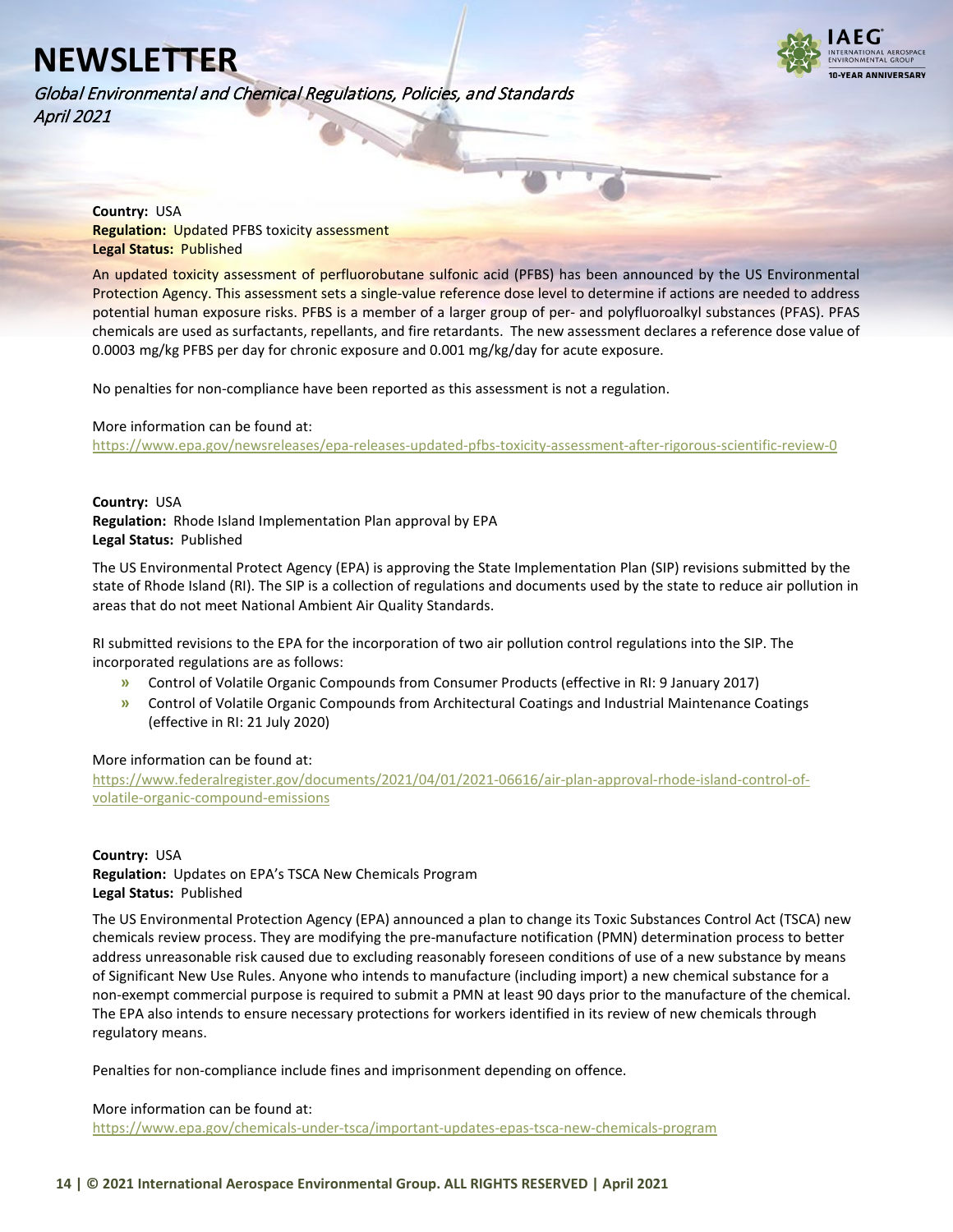**Country:** USA
**Regulation:** Updated PFBS toxicity assessment
**Legal Status:** Published

An updated toxicity assessment of perfluorobutane sulfonic acid (PFBS) has been announced by the US Environmental Protection Agency. This assessment sets a single-value reference dose level to determine if actions are needed to address potential human exposure risks. PFBS is a member of a larger group of per- and polyfluoroalkyl substances (PFAS). PFAS chemicals are used as surfactants, repellants, and fire retardants. The new assessment declares a reference dose value of 0.0003 mg/kg PFBS per day for chronic exposure and 0.001 mg/kg/day for acute exposure.

No penalties for non-compliance have been reported as this assessment is not a regulation.

More information can be found at:
https://www.epa.gov/newsreleases/epa-releases-updated-pfbs-toxicity-assessment-after-rigorous-scientific-review-0

**Country:** USA
**Regulation:** Rhode Island Implementation Plan approval by EPA
**Legal Status:** Published

The US Environmental Protect Agency (EPA) is approving the State Implementation Plan (SIP) revisions submitted by the state of Rhode Island (RI). The SIP is a collection of regulations and documents used by the state to reduce air pollution in areas that do not meet National Ambient Air Quality Standards.

RI submitted revisions to the EPA for the incorporation of two air pollution control regulations into the SIP. The incorporated regulations are as follows:

- Control of Volatile Organic Compounds from Consumer Products (effective in RI: 9 January 2017)
- Control of Volatile Organic Compounds from Architectural Coatings and Industrial Maintenance Coatings (effective in RI: 21 July 2020)

More information can be found at:
https://www.federalregister.gov/documents/2021/04/01/2021-06616/air-plan-approval-rhode-island-control-of-volatile-organic-compound-emissions

**Country:** USA
**Regulation:** Updates on EPA's TSCA New Chemicals Program
**Legal Status:** Published

The US Environmental Protection Agency (EPA) announced a plan to change its Toxic Substances Control Act (TSCA) new chemicals review process. They are modifying the pre-manufacture notification (PMN) determination process to better address unreasonable risk caused due to excluding reasonably foreseen conditions of use of a new substance by means of Significant New Use Rules. Anyone who intends to manufacture (including import) a new chemical substance for a non-exempt commercial purpose is required to submit a PMN at least 90 days prior to the manufacture of the chemical. The EPA also intends to ensure necessary protections for workers identified in its review of new chemicals through regulatory means.

Penalties for non-compliance include fines and imprisonment depending on offence.

More information can be found at:
https://www.epa.gov/chemicals-under-tsca/important-updates-epas-tsca-new-chemicals-program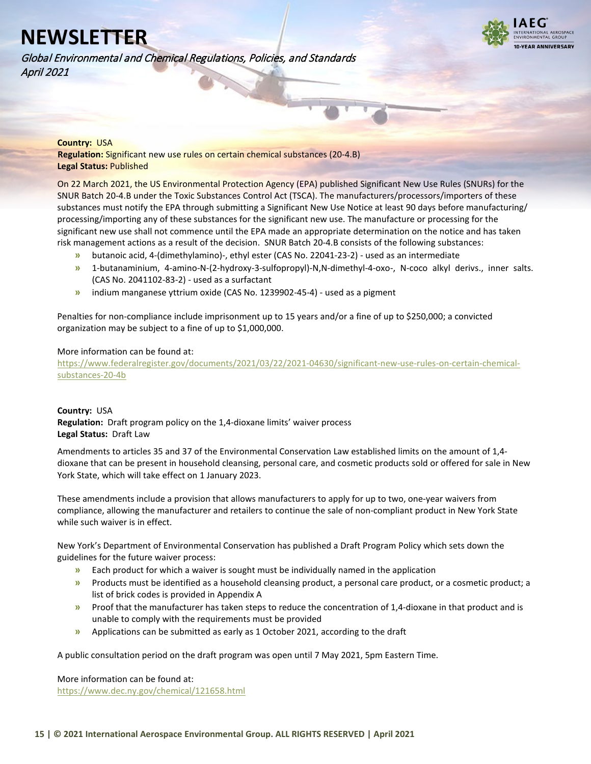**Country:** USA
**Regulation:** Significant new use rules on certain chemical substances (20-4.B)
**Legal Status:** Published

On 22 March 2021, the US Environmental Protection Agency (EPA) published Significant New Use Rules (SNURs) for the SNUR Batch 20-4.B under the Toxic Substances Control Act (TSCA). The manufacturers/processors/importers of these substances must notify the EPA through submitting a Significant New Use Notice at least 90 days before manufacturing/processing/importing any of these substances for the significant new use. The manufacture or processing for the significant new use shall not commence until the EPA made an appropriate determination on the notice and has taken risk management actions as a result of the decision. SNUR Batch 20-4.B consists of the following substances:

- butanoic acid, 4-(dimethylamino)-, ethyl ester (CAS No. 22041-23-2) - used as an intermediate
- 1-butanaminium, 4-amino-N-(2-hydroxy-3-sulfopropyl)-N,N-dimethyl-4-oxo-, N-coco alkyl derivs., inner salts. (CAS No. 2041102-83-2) - used as a surfactant
- indium manganese yttrium oxide (CAS No. 1239902-45-4) - used as a pigment

Penalties for non-compliance include imprisonment up to 15 years and/or a fine of up to $250,000; a convicted organization may be subject to a fine of up to $1,000,000.

More information can be found at:
https://www.federalregister.gov/documents/2021/03/22/2021-04630/significant-new-use-rules-on-certain-chemical-substances-20-4b

**Country:** USA
**Regulation:** Draft program policy on the 1,4-dioxane limits' waiver process
**Legal Status:** Draft Law

Amendments to articles 35 and 37 of the Environmental Conservation Law established limits on the amount of 1,4-dioxane that can be present in household cleansing, personal care, and cosmetic products sold or offered for sale in New York State, which will take effect on 1 January 2023.

These amendments include a provision that allows manufacturers to apply for up to two, one-year waivers from compliance, allowing the manufacturer and retailers to continue the sale of non-compliant product in New York State while such waiver is in effect.

New York's Department of Environmental Conservation has published a Draft Program Policy which sets down the guidelines for the future waiver process:

- Each product for which a waiver is sought must be individually named in the application
- Products must be identified as a household cleansing product, a personal care product, or a cosmetic product; a list of brick codes is provided in Appendix A
- Proof that the manufacturer has taken steps to reduce the concentration of 1,4-dioxane in that product and is unable to comply with the requirements must be provided
- Applications can be submitted as early as 1 October 2021, according to the draft

A public consultation period on the draft program was open until 7 May 2021, 5pm Eastern Time.

More information can be found at:
https://www.dec.ny.gov/chemical/121658.html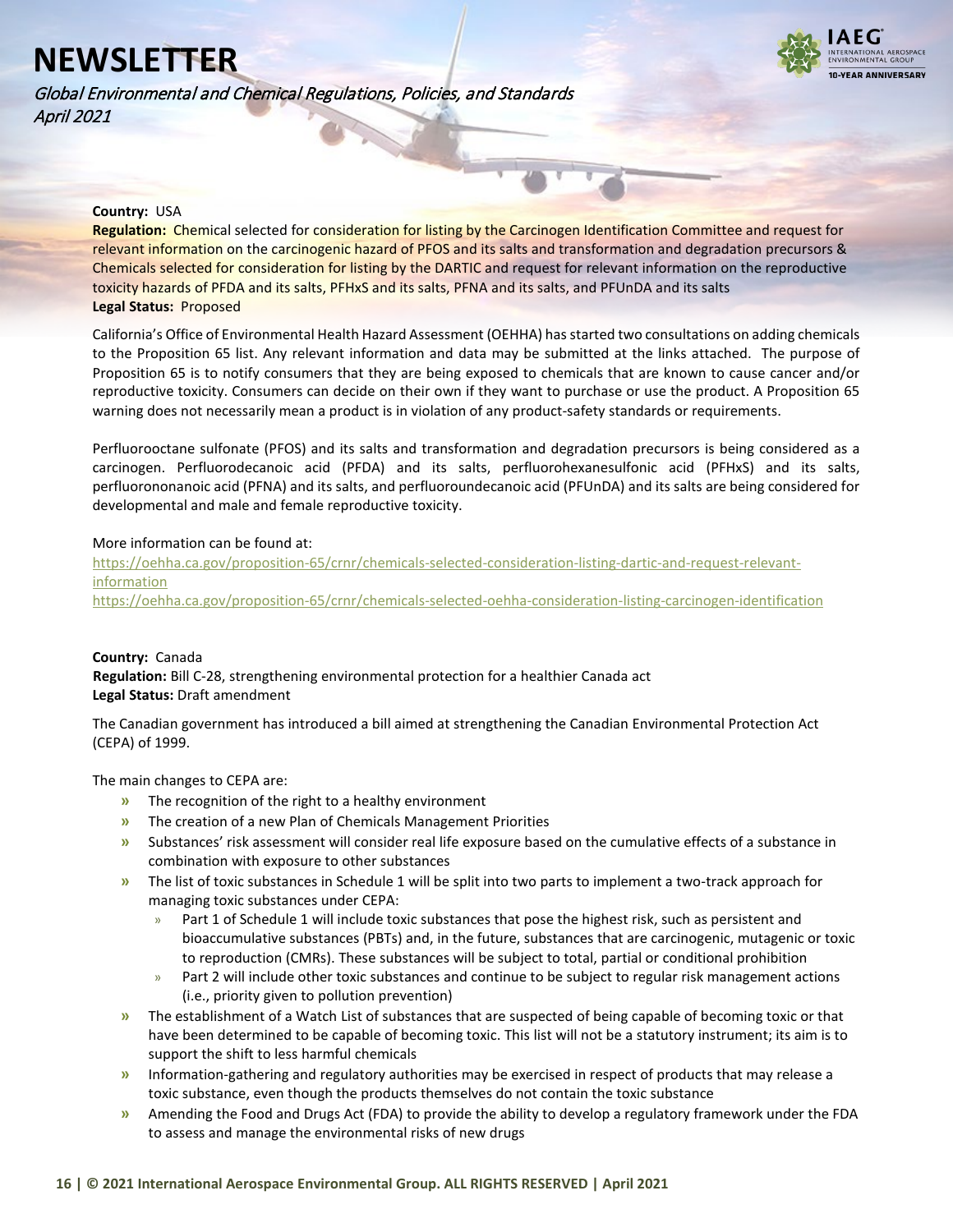**Country:** USA
**Regulation:** Chemical selected for consideration for listing by the Carcinogen Identification Committee and request for relevant information on the carcinogenic hazard of PFOS and its salts and transformation and degradation precursors & Chemicals selected for consideration for listing by the DARTIC and request for relevant information on the reproductive toxicity hazards of PFDA and its salts, PFHxS and its salts, PFNA and its salts, and PFUnDA and its salts
**Legal Status:** Proposed

California's Office of Environmental Health Hazard Assessment (OEHHA) has started two consultations on adding chemicals to the Proposition 65 list. Any relevant information and data may be submitted at the links attached. The purpose of Proposition 65 is to notify consumers that they are being exposed to chemicals that are known to cause cancer and/or reproductive toxicity. Consumers can decide on their own if they want to purchase or use the product. A Proposition 65 warning does not necessarily mean a product is in violation of any product-safety standards or requirements.

Perfluorooctane sulfonate (PFOS) and its salts and transformation and degradation precursors is being considered as a carcinogen. Perfluorodecanoic acid (PFDA) and its salts, perfluorohexanesulfonic acid (PFHxS) and its salts, perfluorononanoic acid (PFNA) and its salts, and perfluoroundecanoic acid (PFUnDA) and its salts are being considered for developmental and male and female reproductive toxicity.

More information can be found at:
https://oehha.ca.gov/proposition-65/crnr/chemicals-selected-consideration-listing-dartic-and-request-relevant-information
https://oehha.ca.gov/proposition-65/crnr/chemicals-selected-oehha-consideration-listing-carcinogen-identification

**Country:** Canada
**Regulation:** Bill C-28, strengthening environmental protection for a healthier Canada act
**Legal Status:** Draft amendment

The Canadian government has introduced a bill aimed at strengthening the Canadian Environmental Protection Act (CEPA) of 1999.

The main changes to CEPA are:

- The recognition of the right to a healthy environment
- The creation of a new Plan of Chemicals Management Priorities
- Substances' risk assessment will consider real life exposure based on the cumulative effects of a substance in combination with exposure to other substances
- The list of toxic substances in Schedule 1 will be split into two parts to implement a two-track approach for managing toxic substances under CEPA:
  - Part 1 of Schedule 1 will include toxic substances that pose the highest risk, such as persistent and bioaccumulative substances (PBTs) and, in the future, substances that are carcinogenic, mutagenic or toxic to reproduction (CMRs). These substances will be subject to total, partial or conditional prohibition
  - Part 2 will include other toxic substances and continue to be subject to regular risk management actions (i.e., priority given to pollution prevention)
- The establishment of a Watch List of substances that are suspected of being capable of becoming toxic or that have been determined to be capable of becoming toxic. This list will not be a statutory instrument; its aim is to support the shift to less harmful chemicals
- Information-gathering and regulatory authorities may be exercised in respect of products that may release a toxic substance, even though the products themselves do not contain the toxic substance
- Amending the Food and Drugs Act (FDA) to provide the ability to develop a regulatory framework under the FDA to assess and manage the environmental risks of new drugs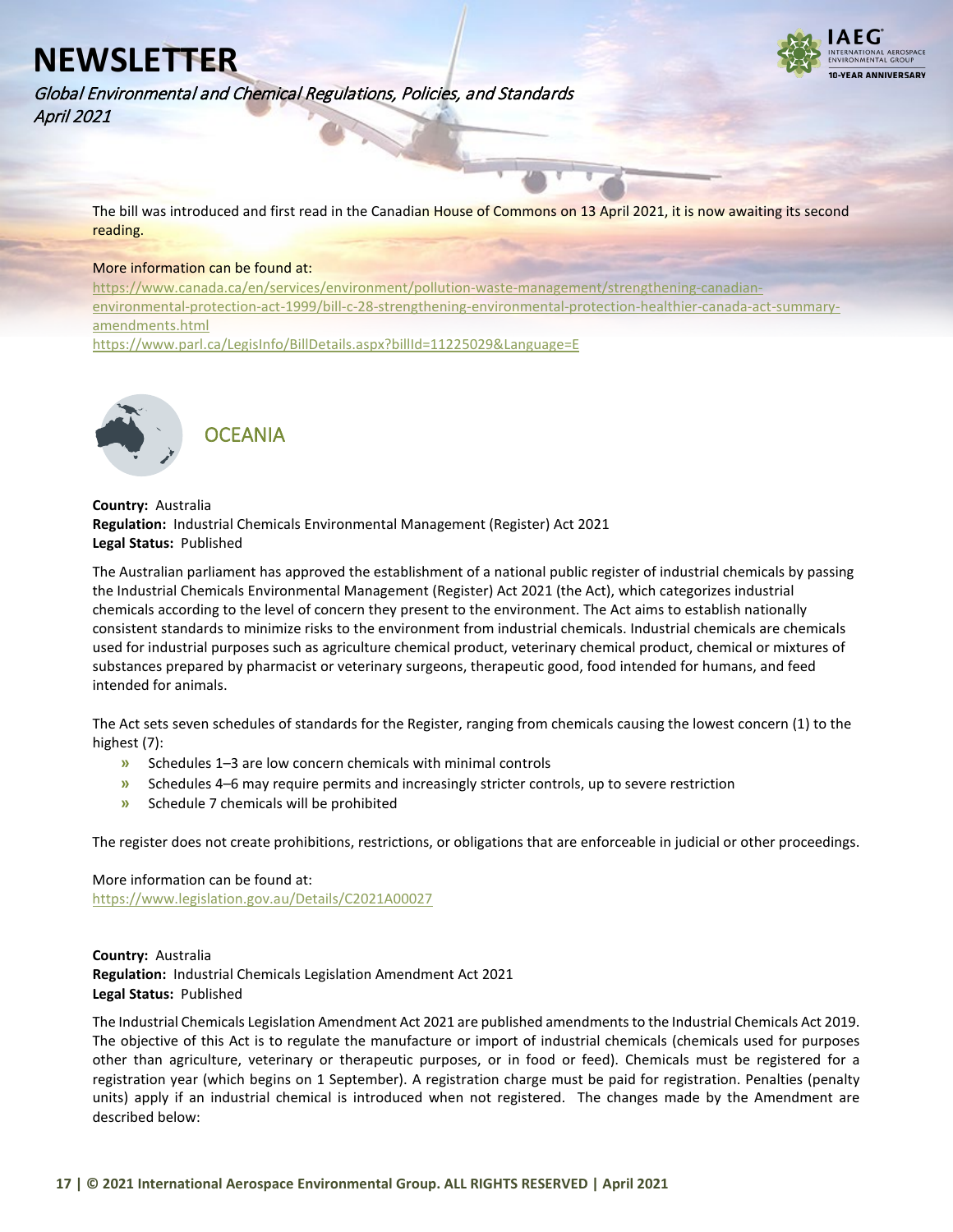The bill was introduced and first read in the Canadian House of Commons on 13 April 2021, it is now awaiting its second reading.

More information can be found at:
https://www.canada.ca/en/services/environment/pollution-waste-management/strengthening-canadian-environmental-protection-act-1999/bill-c-28-strengthening-environmental-protection-healthier-canada-act-summary-amendments.html
https://www.parl.ca/LegisInfo/BillDetails.aspx?billId=11225029&Language=E

## OCEANIA

**Country:** Australia
**Regulation:** Industrial Chemicals Environmental Management (Register) Act 2021
**Legal Status:** Published

The Australian parliament has approved the establishment of a national public register of industrial chemicals by passing the Industrial Chemicals Environmental Management (Register) Act 2021 (the Act), which categorizes industrial chemicals according to the level of concern they present to the environment. The Act aims to establish nationally consistent standards to minimize risks to the environment from industrial chemicals. Industrial chemicals are chemicals used for industrial purposes such as agriculture chemical product, veterinary chemical product, chemical or mixtures of substances prepared by pharmacist or veterinary surgeons, therapeutic good, food intended for humans, and feed intended for animals.

The Act sets seven schedules of standards for the Register, ranging from chemicals causing the lowest concern (1) to the highest (7):

- Schedules 1–3 are low concern chemicals with minimal controls
- Schedules 4–6 may require permits and increasingly stricter controls, up to severe restriction
- Schedule 7 chemicals will be prohibited

The register does not create prohibitions, restrictions, or obligations that are enforceable in judicial or other proceedings.

More information can be found at:
https://www.legislation.gov.au/Details/C2021A00027

**Country:** Australia
**Regulation:** Industrial Chemicals Legislation Amendment Act 2021
**Legal Status:** Published

The Industrial Chemicals Legislation Amendment Act 2021 are published amendments to the Industrial Chemicals Act 2019. The objective of this Act is to regulate the manufacture or import of industrial chemicals (chemicals used for purposes other than agriculture, veterinary or therapeutic purposes, or in food or feed). Chemicals must be registered for a registration year (which begins on 1 September). A registration charge must be paid for registration. Penalties (penalty units) apply if an industrial chemical is introduced when not registered. The changes made by the Amendment are described below: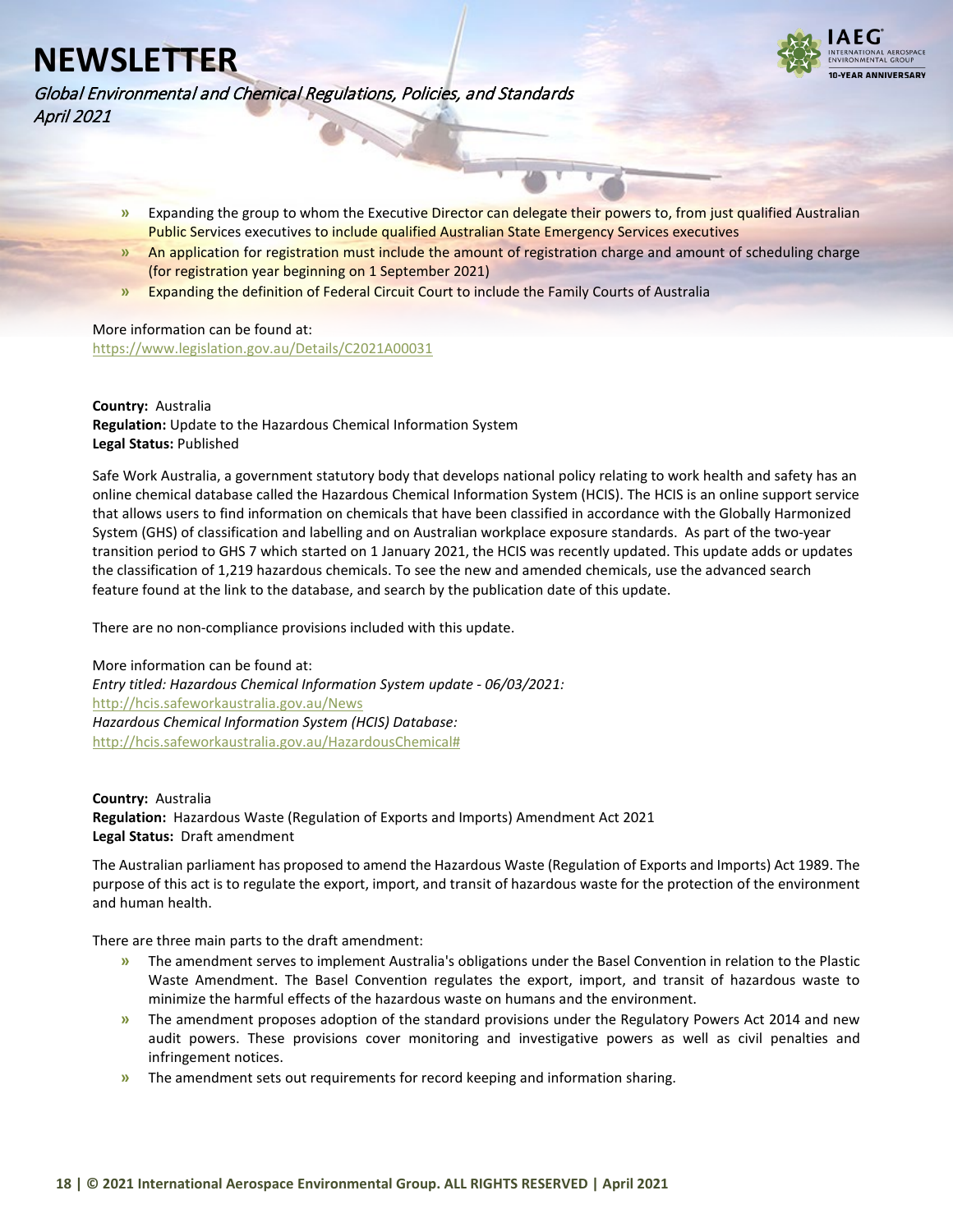- Expanding the group to whom the Executive Director can delegate their powers to, from just qualified Australian Public Services executives to include qualified Australian State Emergency Services executives
- An application for registration must include the amount of registration charge and amount of scheduling charge (for registration year beginning on 1 September 2021)
- Expanding the definition of Federal Circuit Court to include the Family Courts of Australia

More information can be found at:
https://www.legislation.gov.au/Details/C2021A00031

**Country:** Australia
**Regulation:** Update to the Hazardous Chemical Information System
**Legal Status:** Published

Safe Work Australia, a government statutory body that develops national policy relating to work health and safety has an online chemical database called the Hazardous Chemical Information System (HCIS). The HCIS is an online support service that allows users to find information on chemicals that have been classified in accordance with the Globally Harmonized System (GHS) of classification and labelling and on Australian workplace exposure standards. As part of the two-year transition period to GHS 7 which started on 1 January 2021, the HCIS was recently updated. This update adds or updates the classification of 1,219 hazardous chemicals. To see the new and amended chemicals, use the advanced search feature found at the link to the database, and search by the publication date of this update.

There are no non-compliance provisions included with this update.

More information can be found at:
*Entry titled: Hazardous Chemical Information System update - 06/03/2021:*
http://hcis.safeworkaustralia.gov.au/News
*Hazardous Chemical Information System (HCIS) Database:*
http://hcis.safeworkaustralia.gov.au/HazardousChemical#

**Country:** Australia
**Regulation:** Hazardous Waste (Regulation of Exports and Imports) Amendment Act 2021
**Legal Status:** Draft amendment

The Australian parliament has proposed to amend the Hazardous Waste (Regulation of Exports and Imports) Act 1989. The purpose of this act is to regulate the export, import, and transit of hazardous waste for the protection of the environment and human health.

There are three main parts to the draft amendment:

- The amendment serves to implement Australia's obligations under the Basel Convention in relation to the Plastic Waste Amendment. The Basel Convention regulates the export, import, and transit of hazardous waste to minimize the harmful effects of the hazardous waste on humans and the environment.
- The amendment proposes adoption of the standard provisions under the Regulatory Powers Act 2014 and new audit powers. These provisions cover monitoring and investigative powers as well as civil penalties and infringement notices.
- The amendment sets out requirements for record keeping and information sharing.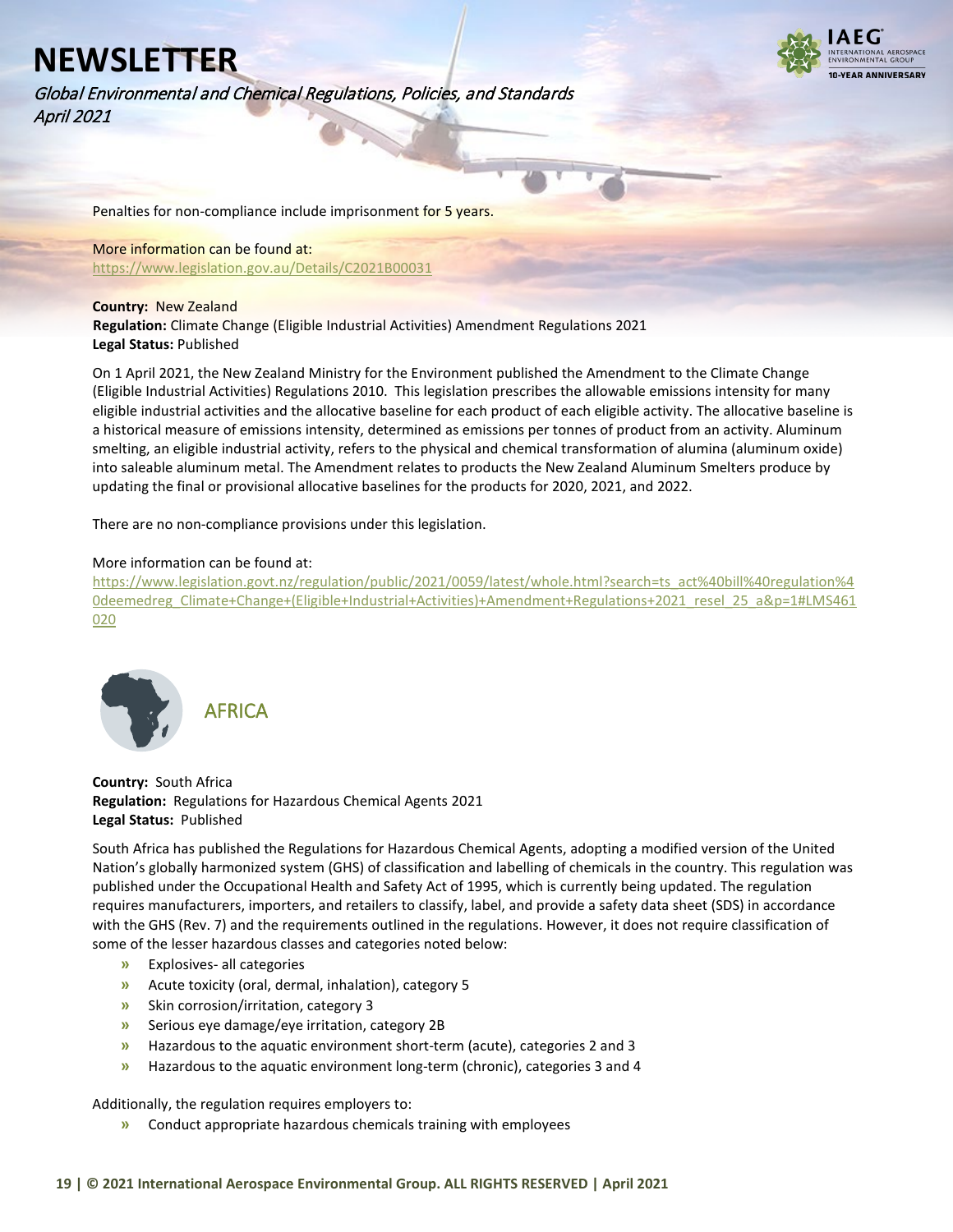Penalties for non-compliance include imprisonment for 5 years.

More information can be found at:
https://www.legislation.gov.au/Details/C2021B00031

**Country:** New Zealand
**Regulation:** Climate Change (Eligible Industrial Activities) Amendment Regulations 2021
**Legal Status:** Published

On 1 April 2021, the New Zealand Ministry for the Environment published the Amendment to the Climate Change (Eligible Industrial Activities) Regulations 2010. This legislation prescribes the allowable emissions intensity for many eligible industrial activities and the allocative baseline for each product of each eligible activity. The allocative baseline is a historical measure of emissions intensity, determined as emissions per tonnes of product from an activity. Aluminum smelting, an eligible industrial activity, refers to the physical and chemical transformation of alumina (aluminum oxide) into saleable aluminum metal. The Amendment relates to products the New Zealand Aluminum Smelters produce by updating the final or provisional allocative baselines for the products for 2020, 2021, and 2022.

There are no non-compliance provisions under this legislation.

More information can be found at:
https://www.legislation.govt.nz/regulation/public/2021/0059/latest/whole.html?search=ts_act%40bill%40regulation%40deemedreg_Climate+Change+(Eligible+Industrial+Activities)+Amendment+Regulations+2021_resel_25_a&p=1#LMS461020

## AFRICA

**Country:** South Africa
**Regulation:** Regulations for Hazardous Chemical Agents 2021
**Legal Status:** Published

South Africa has published the Regulations for Hazardous Chemical Agents, adopting a modified version of the United Nation's globally harmonized system (GHS) of classification and labelling of chemicals in the country. This regulation was published under the Occupational Health and Safety Act of 1995, which is currently being updated. The regulation requires manufacturers, importers, and retailers to classify, label, and provide a safety data sheet (SDS) in accordance with the GHS (Rev. 7) and the requirements outlined in the regulations. However, it does not require classification of some of the lesser hazardous classes and categories noted below:

- Explosives- all categories
- Acute toxicity (oral, dermal, inhalation), category 5
- Skin corrosion/irritation, category 3
- Serious eye damage/eye irritation, category 2B
- Hazardous to the aquatic environment short-term (acute), categories 2 and 3
- Hazardous to the aquatic environment long-term (chronic), categories 3 and 4

Additionally, the regulation requires employers to:

- Conduct appropriate hazardous chemicals training with employees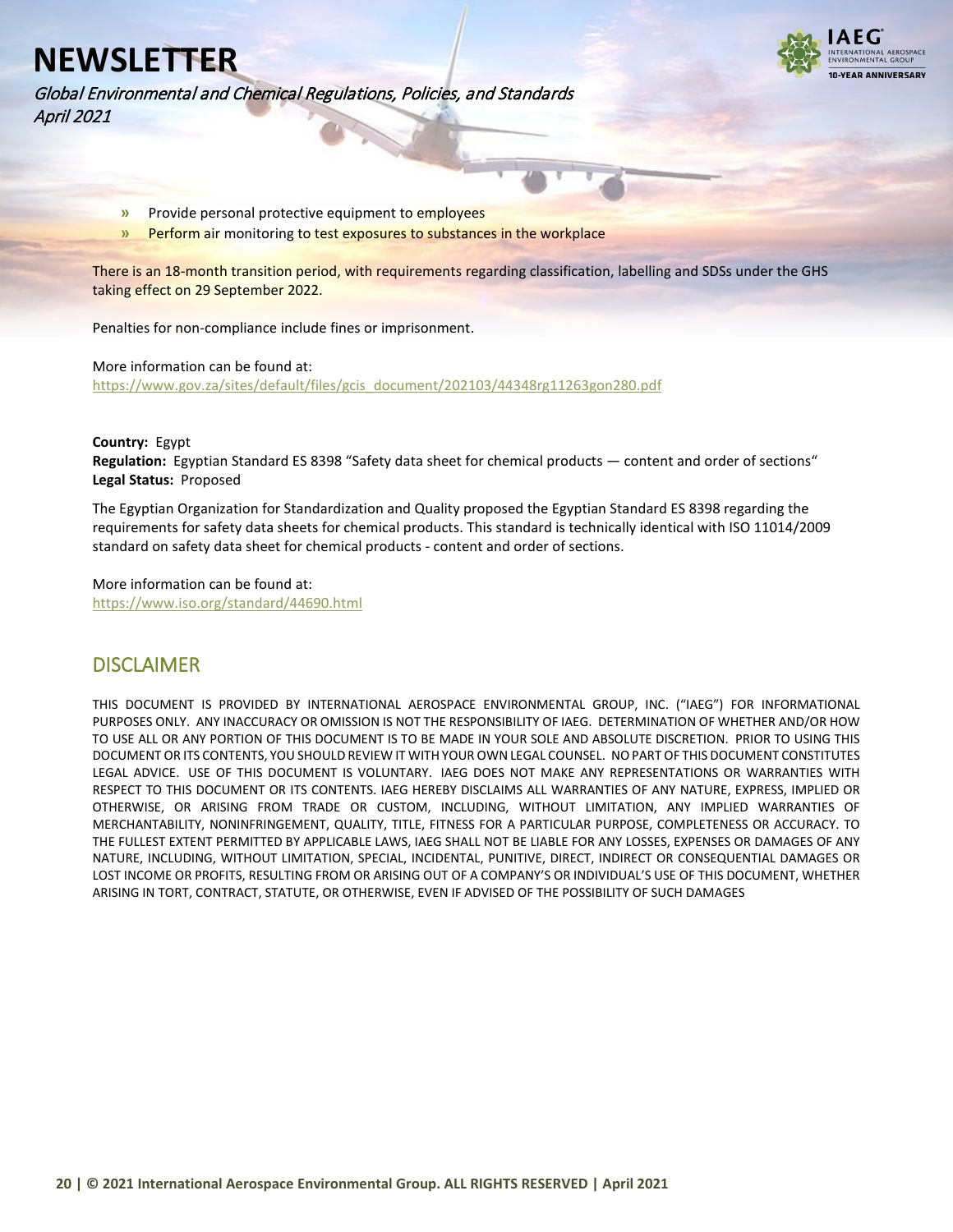- Provide personal protective equipment to employees
- Perform air monitoring to test exposures to substances in the workplace

There is an 18-month transition period, with requirements regarding classification, labelling and SDSs under the GHS taking effect on 29 September 2022.

Penalties for non-compliance include fines or imprisonment.

More information can be found at:
https://www.gov.za/sites/default/files/gcis_document/202103/44348rg11263gon280.pdf

**Country:** Egypt
**Regulation:** Egyptian Standard ES 8398 "Safety data sheet for chemical products — content and order of sections"
**Legal Status:** Proposed

The Egyptian Organization for Standardization and Quality proposed the Egyptian Standard ES 8398 regarding the requirements for safety data sheets for chemical products. This standard is technically identical with ISO 11014/2009 standard on safety data sheet for chemical products - content and order of sections.

More information can be found at:
https://www.iso.org/standard/44690.html

## DISCLAIMER

THIS DOCUMENT IS PROVIDED BY INTERNATIONAL AEROSPACE ENVIRONMENTAL GROUP, INC. ("IAEG") FOR INFORMATIONAL PURPOSES ONLY. ANY INACCURACY OR OMISSION IS NOT THE RESPONSIBILITY OF IAEG. DETERMINATION OF WHETHER AND/OR HOW TO USE ALL OR ANY PORTION OF THIS DOCUMENT IS TO BE MADE IN YOUR SOLE AND ABSOLUTE DISCRETION. PRIOR TO USING THIS DOCUMENT OR ITS CONTENTS, YOU SHOULD REVIEW IT WITH YOUR OWN LEGAL COUNSEL. NO PART OF THIS DOCUMENT CONSTITUTES LEGAL ADVICE. USE OF THIS DOCUMENT IS VOLUNTARY. IAEG DOES NOT MAKE ANY REPRESENTATIONS OR WARRANTIES WITH RESPECT TO THIS DOCUMENT OR ITS CONTENTS. IAEG HEREBY DISCLAIMS ALL WARRANTIES OF ANY NATURE, EXPRESS, IMPLIED OR OTHERWISE, OR ARISING FROM TRADE OR CUSTOM, INCLUDING, WITHOUT LIMITATION, ANY IMPLIED WARRANTIES OF MERCHANTABILITY, NONINFRINGEMENT, QUALITY, TITLE, FITNESS FOR A PARTICULAR PURPOSE, COMPLETENESS OR ACCURACY. TO THE FULLEST EXTENT PERMITTED BY APPLICABLE LAWS, IAEG SHALL NOT BE LIABLE FOR ANY LOSSES, EXPENSES OR DAMAGES OF ANY NATURE, INCLUDING, WITHOUT LIMITATION, SPECIAL, INCIDENTAL, PUNITIVE, DIRECT, INDIRECT OR CONSEQUENTIAL DAMAGES OR LOST INCOME OR PROFITS, RESULTING FROM OR ARISING OUT OF A COMPANY'S OR INDIVIDUAL'S USE OF THIS DOCUMENT, WHETHER ARISING IN TORT, CONTRACT, STATUTE, OR OTHERWISE, EVEN IF ADVISED OF THE POSSIBILITY OF SUCH DAMAGES